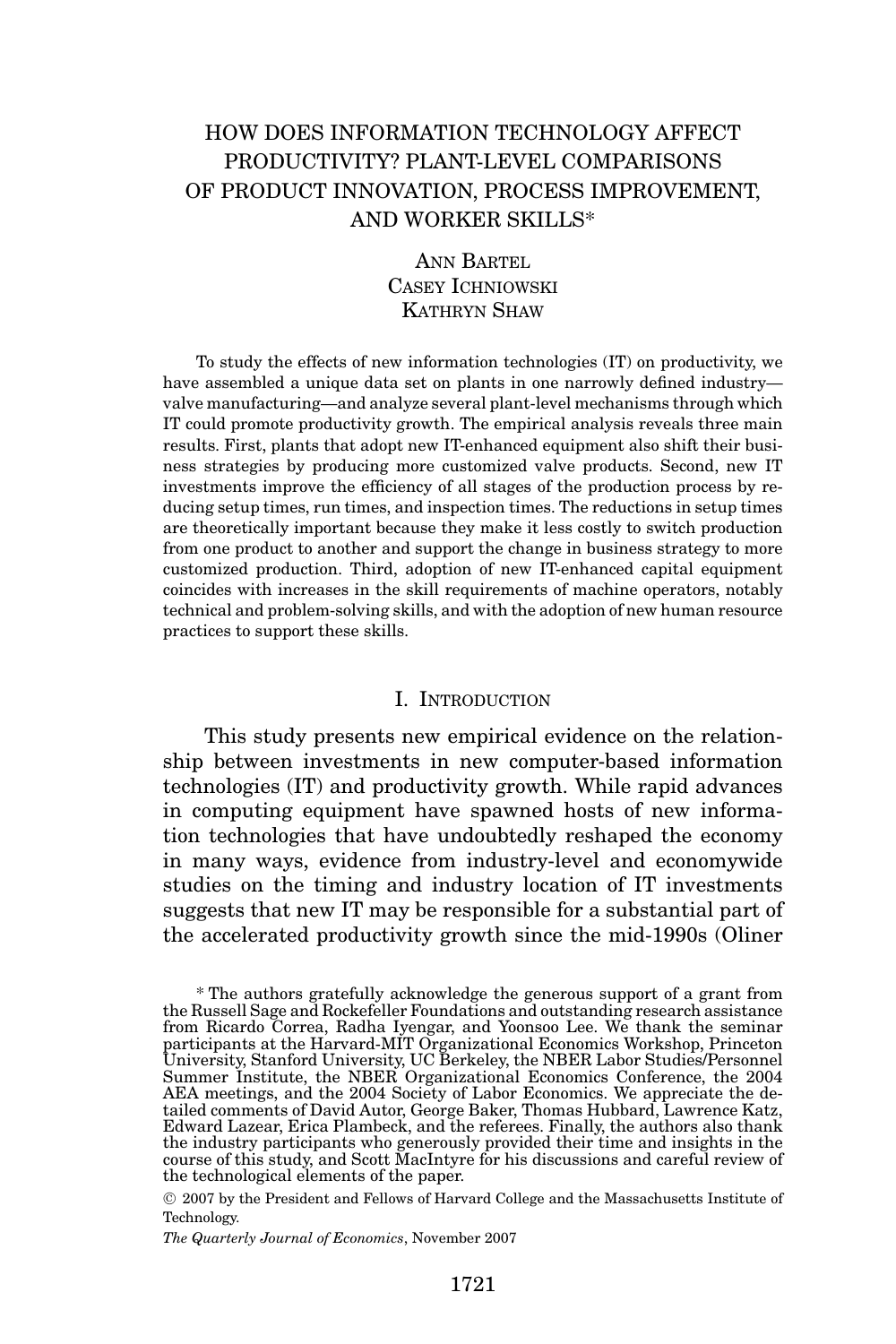# HOW DOES INFORMATION TECHNOLOGY AFFECT PRODUCTIVITY? PLANT-LEVEL COMPARISONS OF PRODUCT INNOVATION, PROCESS IMPROVEMENT, AND WORKER SKILLS*

Ann Bartel
Casey Ichniowski
Kathryn Shaw

To study the effects of new information technologies (IT) on productivity, we have assembled a unique data set on plants in one narrowly defined industry—valve manufacturing—and analyze several plant-level mechanisms through which IT could promote productivity growth. The empirical analysis reveals three main results. First, plants that adopt new IT-enhanced equipment also shift their business strategies by producing more customized valve products. Second, new IT investments improve the efficiency of all stages of the production process by reducing setup times, run times, and inspection times. The reductions in setup times are theoretically important because they make it less costly to switch production from one product to another and support the change in business strategy to more customized production. Third, adoption of new IT-enhanced capital equipment coincides with increases in the skill requirements of machine operators, notably technical and problem-solving skills, and with the adoption of new human resource practices to support these skills.

## I. Introduction

This study presents new empirical evidence on the relationship between investments in new computer-based information technologies (IT) and productivity growth. While rapid advances in computing equipment have spawned hosts of new information technologies that have undoubtedly reshaped the economy in many ways, evidence from industry-level and economywide studies on the timing and industry location of IT investments suggests that new IT may be responsible for a substantial part of the accelerated productivity growth since the mid-1990s (Oliner

* The authors gratefully acknowledge the generous support of a grant from the Russell Sage and Rockefeller Foundations and outstanding research assistance from Ricardo Correa, Radha Iyengar, and Yoonsoo Lee. We thank the seminar participants at the Harvard-MIT Organizational Economics Workshop, Princeton University, Stanford University, UC Berkeley, the NBER Labor Studies/Personnel Summer Institute, the NBER Organizational Economics Conference, the 2004 AEA meetings, and the 2004 Society of Labor Economics. We appreciate the detailed comments of David Autor, George Baker, Thomas Hubbard, Lawrence Katz, Edward Lazear, Erica Plambeck, and the referees. Finally, the authors also thank the industry participants who generously provided their time and insights in the course of this study, and Scott MacIntyre for his discussions and careful review of the technological elements of the paper.

© 2007 by the President and Fellows of Harvard College and the Massachusetts Institute of Technology.

*The Quarterly Journal of Economics*, November 2007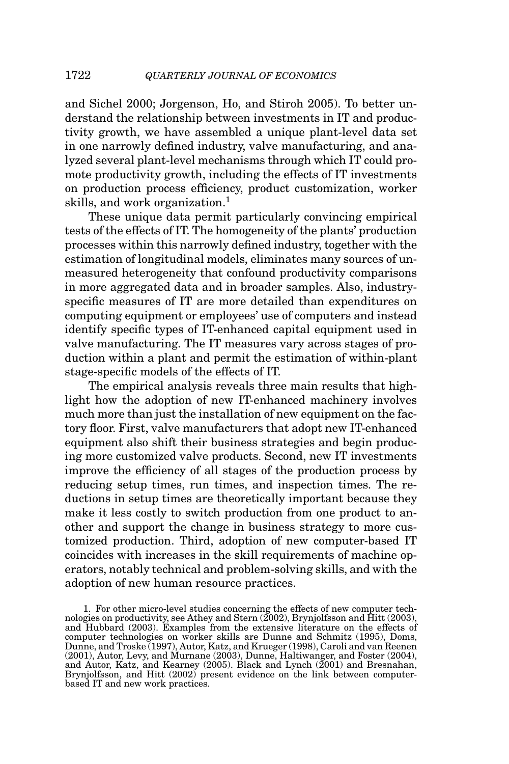and Sichel 2000; Jorgenson, Ho, and Stiroh 2005). To better understand the relationship between investments in IT and productivity growth, we have assembled a unique plant-level data set in one narrowly defined industry, valve manufacturing, and analyzed several plant-level mechanisms through which IT could promote productivity growth, including the effects of IT investments on production process efficiency, product customization, worker skills, and work organization.[1]

These unique data permit particularly convincing empirical tests of the effects of IT. The homogeneity of the plants' production processes within this narrowly defined industry, together with the estimation of longitudinal models, eliminates many sources of unmeasured heterogeneity that confound productivity comparisons in more aggregated data and in broader samples. Also, industry-specific measures of IT are more detailed than expenditures on computing equipment or employees' use of computers and instead identify specific types of IT-enhanced capital equipment used in valve manufacturing. The IT measures vary across stages of production within a plant and permit the estimation of within-plant stage-specific models of the effects of IT.

The empirical analysis reveals three main results that highlight how the adoption of new IT-enhanced machinery involves much more than just the installation of new equipment on the factory floor. First, valve manufacturers that adopt new IT-enhanced equipment also shift their business strategies and begin producing more customized valve products. Second, new IT investments improve the efficiency of all stages of the production process by reducing setup times, run times, and inspection times. The reductions in setup times are theoretically important because they make it less costly to switch production from one product to another and support the change in business strategy to more customized production. Third, adoption of new computer-based IT coincides with increases in the skill requirements of machine operators, notably technical and problem-solving skills, and with the adoption of new human resource practices.

1. For other micro-level studies concerning the effects of new computer technologies on productivity, see Athey and Stern (2002), Brynjolfsson and Hitt (2003), and Hubbard (2003). Examples from the extensive literature on the effects of computer technologies on worker skills are Dunne and Schmitz (1995), Doms, Dunne, and Troske (1997), Autor, Katz, and Krueger (1998), Caroli and van Reenen (2001), Autor, Levy, and Murnane (2003), Dunne, Haltiwanger, and Foster (2004), and Autor, Katz, and Kearney (2005). Black and Lynch (2001) and Bresnahan, Brynjolfsson, and Hitt (2002) present evidence on the link between computer-based IT and new work practices.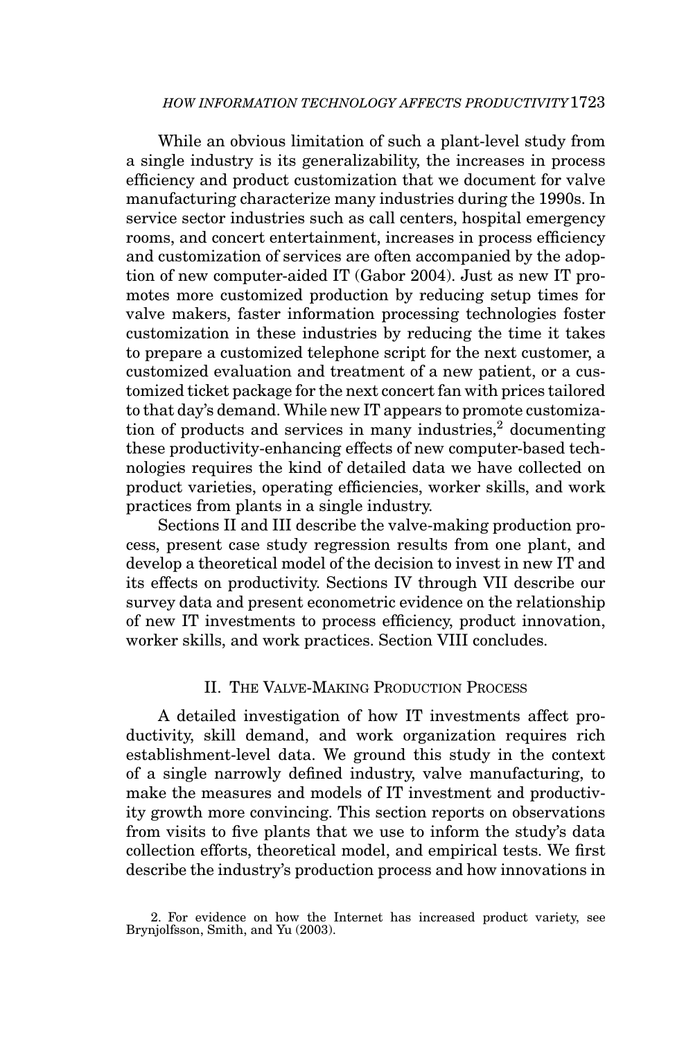While an obvious limitation of such a plant-level study from a single industry is its generalizability, the increases in process efficiency and product customization that we document for valve manufacturing characterize many industries during the 1990s. In service sector industries such as call centers, hospital emergency rooms, and concert entertainment, increases in process efficiency and customization of services are often accompanied by the adoption of new computer-aided IT (Gabor 2004). Just as new IT promotes more customized production by reducing setup times for valve makers, faster information processing technologies foster customization in these industries by reducing the time it takes to prepare a customized telephone script for the next customer, a customized evaluation and treatment of a new patient, or a customized ticket package for the next concert fan with prices tailored to that day's demand. While new IT appears to promote customization of products and services in many industries,[2] documenting these productivity-enhancing effects of new computer-based technologies requires the kind of detailed data we have collected on product varieties, operating efficiencies, worker skills, and work practices from plants in a single industry.

Sections II and III describe the valve-making production process, present case study regression results from one plant, and develop a theoretical model of the decision to invest in new IT and its effects on productivity. Sections IV through VII describe our survey data and present econometric evidence on the relationship of new IT investments to process efficiency, product innovation, worker skills, and work practices. Section VIII concludes.

## II. The Valve-Making Production Process

A detailed investigation of how IT investments affect productivity, skill demand, and work organization requires rich establishment-level data. We ground this study in the context of a single narrowly defined industry, valve manufacturing, to make the measures and models of IT investment and productivity growth more convincing. This section reports on observations from visits to five plants that we use to inform the study's data collection efforts, theoretical model, and empirical tests. We first describe the industry's production process and how innovations in

2. For evidence on how the Internet has increased product variety, see Brynjolfsson, Smith, and Yu (2003).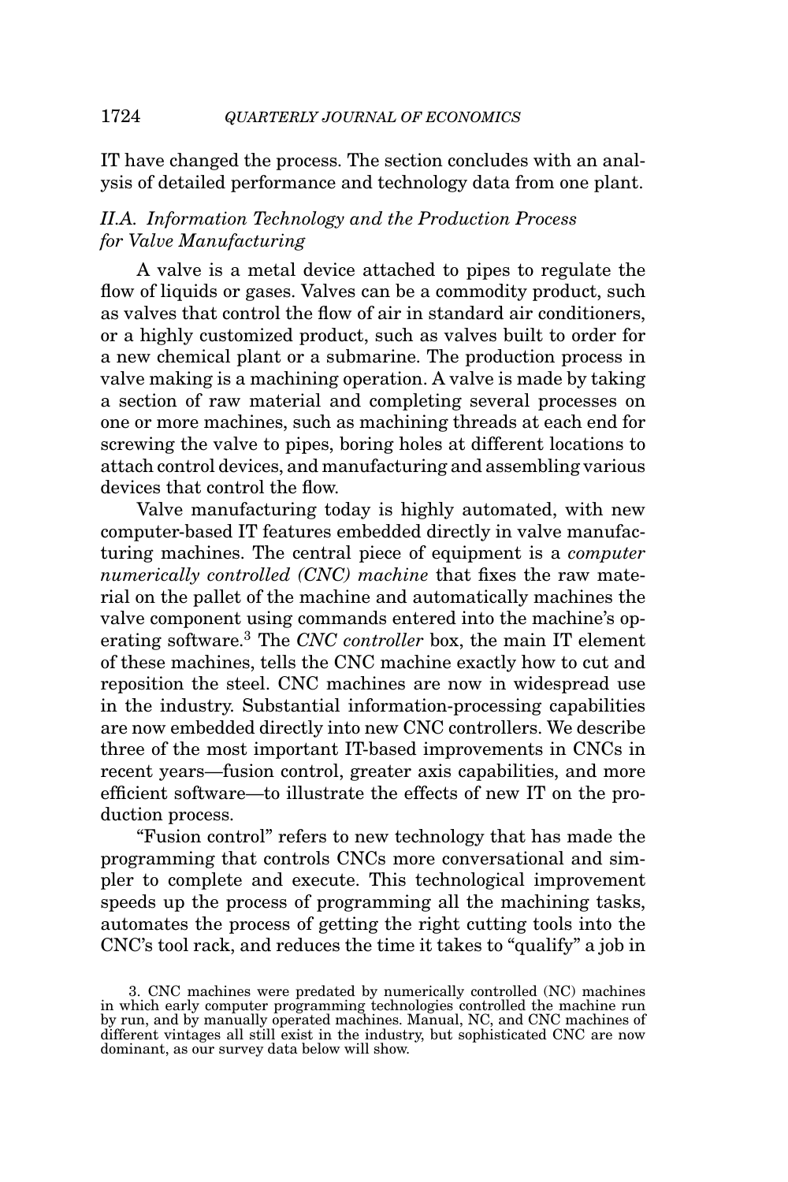IT have changed the process. The section concludes with an analysis of detailed performance and technology data from one plant.

### II.A. Information Technology and the Production Process for Valve Manufacturing

A valve is a metal device attached to pipes to regulate the flow of liquids or gases. Valves can be a commodity product, such as valves that control the flow of air in standard air conditioners, or a highly customized product, such as valves built to order for a new chemical plant or a submarine. The production process in valve making is a machining operation. A valve is made by taking a section of raw material and completing several processes on one or more machines, such as machining threads at each end for screwing the valve to pipes, boring holes at different locations to attach control devices, and manufacturing and assembling various devices that control the flow.

Valve manufacturing today is highly automated, with new computer-based IT features embedded directly in valve manufacturing machines. The central piece of equipment is a *computer numerically controlled (CNC) machine* that fixes the raw material on the pallet of the machine and automatically machines the valve component using commands entered into the machine's operating software.[3] The *CNC controller* box, the main IT element of these machines, tells the CNC machine exactly how to cut and reposition the steel. CNC machines are now in widespread use in the industry. Substantial information-processing capabilities are now embedded directly into new CNC controllers. We describe three of the most important IT-based improvements in CNCs in recent years—fusion control, greater axis capabilities, and more efficient software—to illustrate the effects of new IT on the production process.

"Fusion control" refers to new technology that has made the programming that controls CNCs more conversational and simpler to complete and execute. This technological improvement speeds up the process of programming all the machining tasks, automates the process of getting the right cutting tools into the CNC's tool rack, and reduces the time it takes to "qualify" a job in

3. CNC machines were predated by numerically controlled (NC) machines in which early computer programming technologies controlled the machine run by run, and by manually operated machines. Manual, NC, and CNC machines of different vintages all still exist in the industry, but sophisticated CNC are now dominant, as our survey data below will show.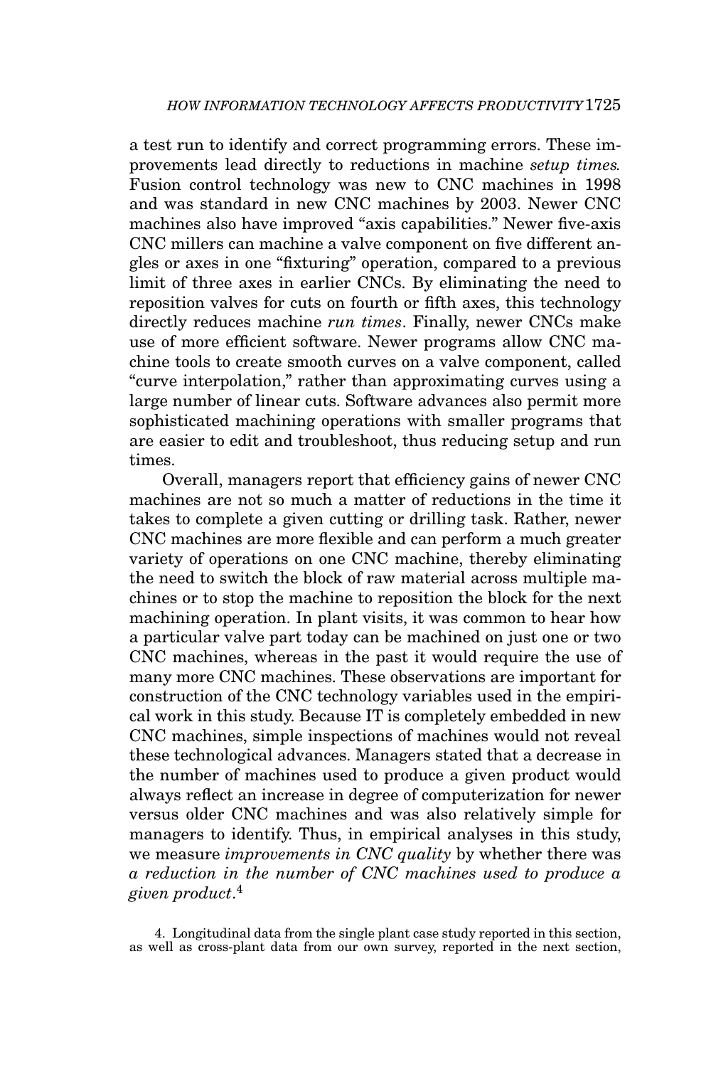a test run to identify and correct programming errors. These improvements lead directly to reductions in machine *setup times.* Fusion control technology was new to CNC machines in 1998 and was standard in new CNC machines by 2003. Newer CNC machines also have improved "axis capabilities." Newer five-axis CNC millers can machine a valve component on five different angles or axes in one "fixturing" operation, compared to a previous limit of three axes in earlier CNCs. By eliminating the need to reposition valves for cuts on fourth or fifth axes, this technology directly reduces machine *run times*. Finally, newer CNCs make use of more efficient software. Newer programs allow CNC machine tools to create smooth curves on a valve component, called "curve interpolation," rather than approximating curves using a large number of linear cuts. Software advances also permit more sophisticated machining operations with smaller programs that are easier to edit and troubleshoot, thus reducing setup and run times.

Overall, managers report that efficiency gains of newer CNC machines are not so much a matter of reductions in the time it takes to complete a given cutting or drilling task. Rather, newer CNC machines are more flexible and can perform a much greater variety of operations on one CNC machine, thereby eliminating the need to switch the block of raw material across multiple machines or to stop the machine to reposition the block for the next machining operation. In plant visits, it was common to hear how a particular valve part today can be machined on just one or two CNC machines, whereas in the past it would require the use of many more CNC machines. These observations are important for construction of the CNC technology variables used in the empirical work in this study. Because IT is completely embedded in new CNC machines, simple inspections of machines would not reveal these technological advances. Managers stated that a decrease in the number of machines used to produce a given product would always reflect an increase in degree of computerization for newer versus older CNC machines and was also relatively simple for managers to identify. Thus, in empirical analyses in this study, we measure *improvements in CNC quality* by whether there was *a reduction in the number of CNC machines used to produce a given product*.[4]

4. Longitudinal data from the single plant case study reported in this section, as well as cross-plant data from our own survey, reported in the next section,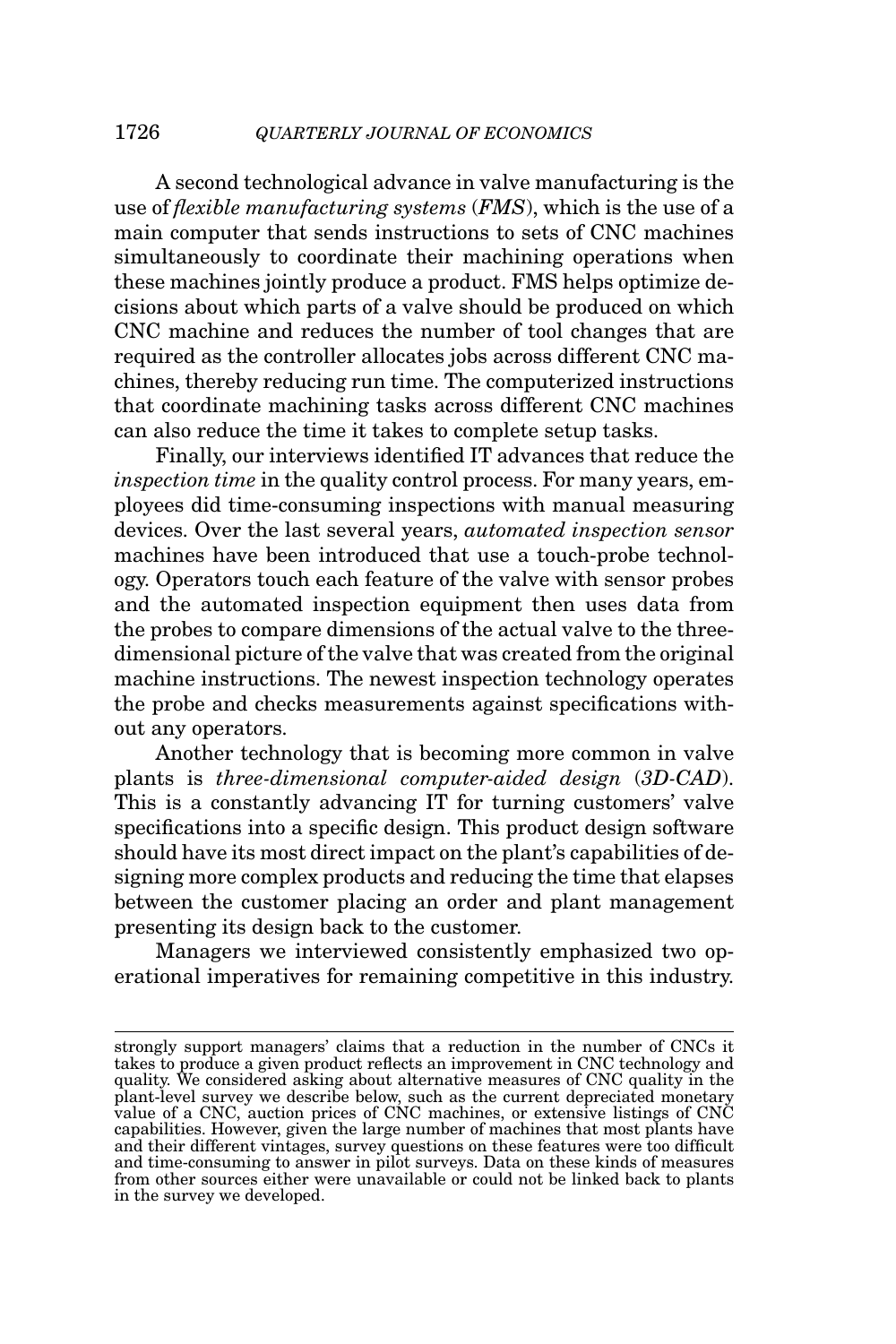A second technological advance in valve manufacturing is the use of *flexible manufacturing systems* (*FMS*), which is the use of a main computer that sends instructions to sets of CNC machines simultaneously to coordinate their machining operations when these machines jointly produce a product. FMS helps optimize decisions about which parts of a valve should be produced on which CNC machine and reduces the number of tool changes that are required as the controller allocates jobs across different CNC machines, thereby reducing run time. The computerized instructions that coordinate machining tasks across different CNC machines can also reduce the time it takes to complete setup tasks.

Finally, our interviews identified IT advances that reduce the *inspection time* in the quality control process. For many years, employees did time-consuming inspections with manual measuring devices. Over the last several years, *automated inspection sensor* machines have been introduced that use a touch-probe technology. Operators touch each feature of the valve with sensor probes and the automated inspection equipment then uses data from the probes to compare dimensions of the actual valve to the three-dimensional picture of the valve that was created from the original machine instructions. The newest inspection technology operates the probe and checks measurements against specifications without any operators.

Another technology that is becoming more common in valve plants is *three-dimensional computer-aided design* (*3D-CAD*). This is a constantly advancing IT for turning customers' valve specifications into a specific design. This product design software should have its most direct impact on the plant's capabilities of designing more complex products and reducing the time that elapses between the customer placing an order and plant management presenting its design back to the customer.

Managers we interviewed consistently emphasized two operational imperatives for remaining competitive in this industry.

---

strongly support managers' claims that a reduction in the number of CNCs it takes to produce a given product reflects an improvement in CNC technology and quality. We considered asking about alternative measures of CNC quality in the plant-level survey we describe below, such as the current depreciated monetary value of a CNC, auction prices of CNC machines, or extensive listings of CNC capabilities. However, given the large number of machines that most plants have and their different vintages, survey questions on these features were too difficult and time-consuming to answer in pilot surveys. Data on these kinds of measures from other sources either were unavailable or could not be linked back to plants in the survey we developed.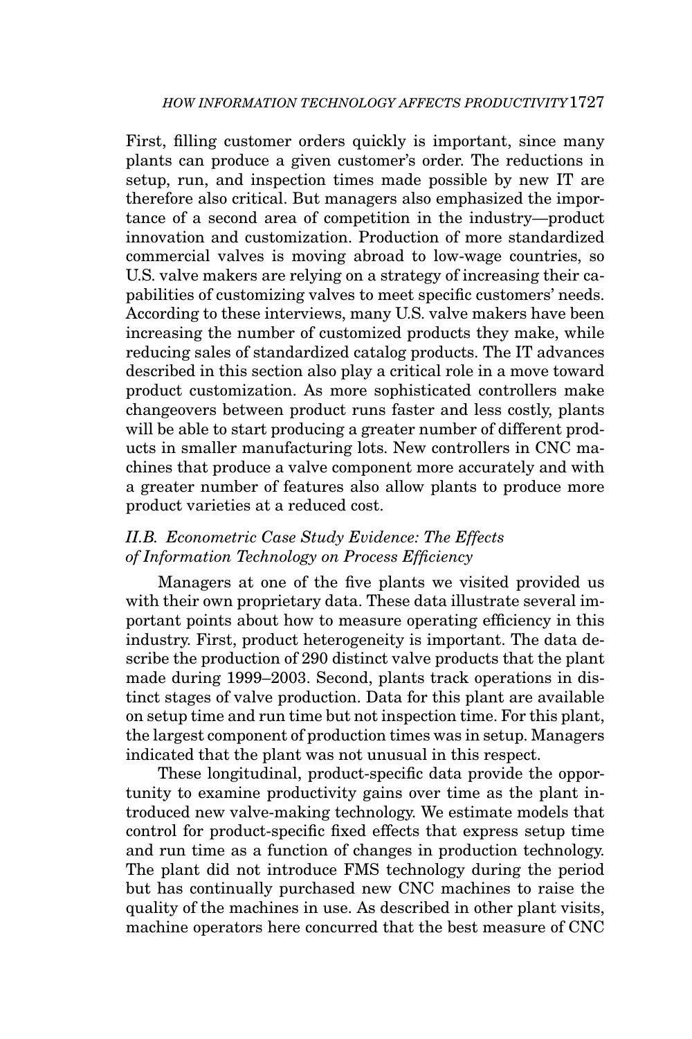First, filling customer orders quickly is important, since many plants can produce a given customer's order. The reductions in setup, run, and inspection times made possible by new IT are therefore also critical. But managers also emphasized the importance of a second area of competition in the industry—product innovation and customization. Production of more standardized commercial valves is moving abroad to low-wage countries, so U.S. valve makers are relying on a strategy of increasing their capabilities of customizing valves to meet specific customers' needs. According to these interviews, many U.S. valve makers have been increasing the number of customized products they make, while reducing sales of standardized catalog products. The IT advances described in this section also play a critical role in a move toward product customization. As more sophisticated controllers make changeovers between product runs faster and less costly, plants will be able to start producing a greater number of different products in smaller manufacturing lots. New controllers in CNC machines that produce a valve component more accurately and with a greater number of features also allow plants to produce more product varieties at a reduced cost.

### *II.B. Econometric Case Study Evidence: The Effects of Information Technology on Process Efficiency*

Managers at one of the five plants we visited provided us with their own proprietary data. These data illustrate several important points about how to measure operating efficiency in this industry. First, product heterogeneity is important. The data describe the production of 290 distinct valve products that the plant made during 1999–2003. Second, plants track operations in distinct stages of valve production. Data for this plant are available on setup time and run time but not inspection time. For this plant, the largest component of production times was in setup. Managers indicated that the plant was not unusual in this respect.

These longitudinal, product-specific data provide the opportunity to examine productivity gains over time as the plant introduced new valve-making technology. We estimate models that control for product-specific fixed effects that express setup time and run time as a function of changes in production technology. The plant did not introduce FMS technology during the period but has continually purchased new CNC machines to raise the quality of the machines in use. As described in other plant visits, machine operators here concurred that the best measure of CNC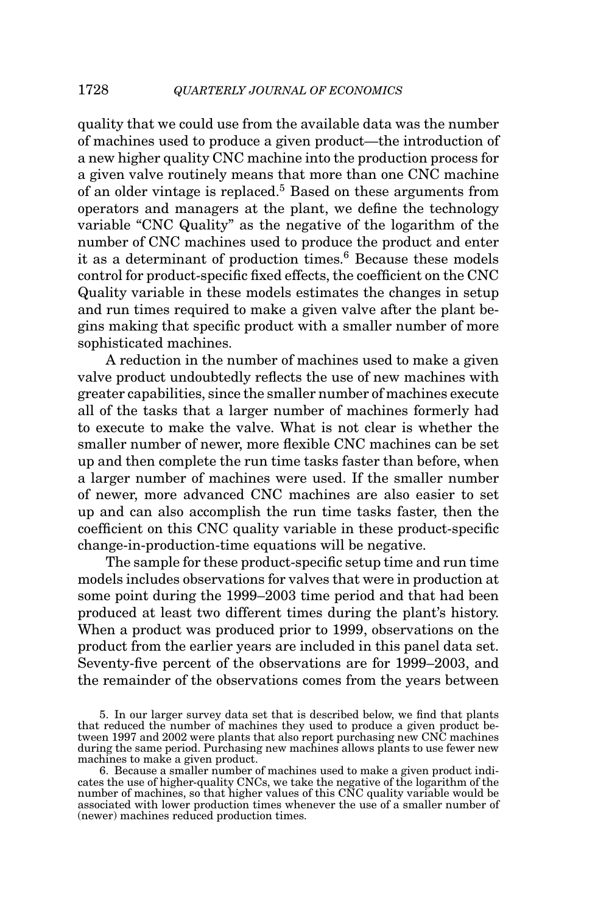quality that we could use from the available data was the number of machines used to produce a given product—the introduction of a new higher quality CNC machine into the production process for a given valve routinely means that more than one CNC machine of an older vintage is replaced.[5] Based on these arguments from operators and managers at the plant, we define the technology variable "CNC Quality" as the negative of the logarithm of the number of CNC machines used to produce the product and enter it as a determinant of production times.[6] Because these models control for product-specific fixed effects, the coefficient on the CNC Quality variable in these models estimates the changes in setup and run times required to make a given valve after the plant begins making that specific product with a smaller number of more sophisticated machines.

A reduction in the number of machines used to make a given valve product undoubtedly reflects the use of new machines with greater capabilities, since the smaller number of machines execute all of the tasks that a larger number of machines formerly had to execute to make the valve. What is not clear is whether the smaller number of newer, more flexible CNC machines can be set up and then complete the run time tasks faster than before, when a larger number of machines were used. If the smaller number of newer, more advanced CNC machines are also easier to set up and can also accomplish the run time tasks faster, then the coefficient on this CNC quality variable in these product-specific change-in-production-time equations will be negative.

The sample for these product-specific setup time and run time models includes observations for valves that were in production at some point during the 1999–2003 time period and that had been produced at least two different times during the plant's history. When a product was produced prior to 1999, observations on the product from the earlier years are included in this panel data set. Seventy-five percent of the observations are for 1999–2003, and the remainder of the observations comes from the years between

5. In our larger survey data set that is described below, we find that plants that reduced the number of machines they used to produce a given product between 1997 and 2002 were plants that also report purchasing new CNC machines during the same period. Purchasing new machines allows plants to use fewer new machines to make a given product.

6. Because a smaller number of machines used to make a given product indicates the use of higher-quality CNCs, we take the negative of the logarithm of the number of machines, so that higher values of this CNC quality variable would be associated with lower production times whenever the use of a smaller number of (newer) machines reduced production times.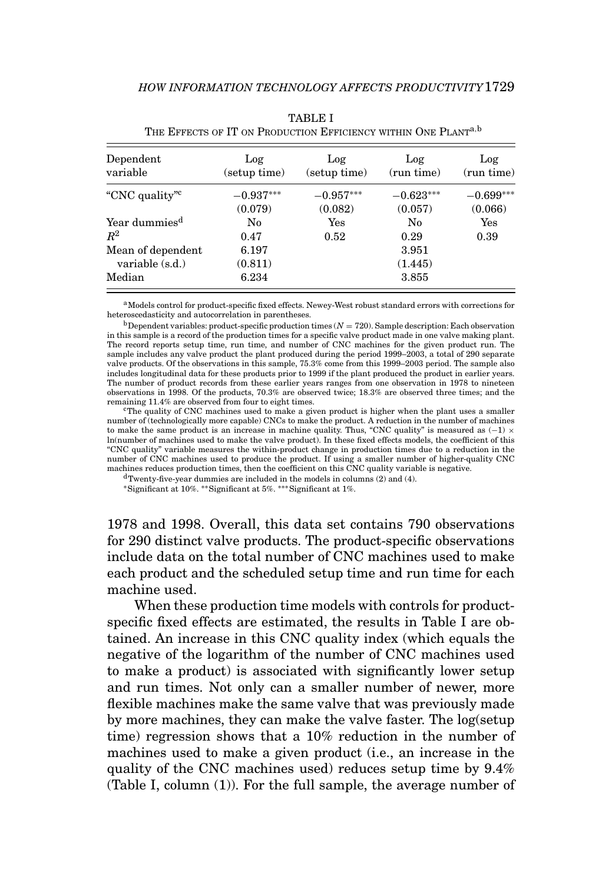TABLE I

THE EFFECTS OF IT ON PRODUCTION EFFICIENCY WITHIN ONE PLANT[a,b]

| Dependent variable | Log (setup time) | Log (setup time) | Log (run time) | Log (run time) |
|---|---|---|---|---|
| "CNC quality"[c] | −0.937*** | −0.957*** | −0.623*** | −0.699*** |
| | (0.079) | (0.082) | (0.057) | (0.066) |
| Year dummies[d] | No | Yes | No | Yes |
| $R^2$ | 0.47 | 0.52 | 0.29 | 0.39 |
| Mean of dependent variable (s.d.) | 6.197 | | 3.951 | |
| | (0.811) | | (1.445) | |
| Median | 6.234 | | 3.855 | |

[a]Models control for product-specific fixed effects. Newey-West robust standard errors with corrections for heteroscedasticity and autocorrelation in parentheses.

[b]Dependent variables: product-specific production times ($N = 720$). Sample description: Each observation in this sample is a record of the production times for a specific valve product made in one valve making plant. The record reports setup time, run time, and number of CNC machines for the given product run. The sample includes any valve product the plant produced during the period 1999–2003, a total of 290 separate valve products. Of the observations in this sample, 75.3% come from this 1999–2003 period. The sample also includes longitudinal data for these products prior to 1999 if the plant produced the product in earlier years. The number of product records from these earlier years ranges from one observation in 1978 to nineteen observations in 1998. Of the products, 70.3% are observed twice; 18.3% are observed three times; and the remaining 11.4% are observed from four to eight times.

[c]The quality of CNC machines used to make a given product is higher when the plant uses a smaller number of (technologically more capable) CNCs to make the product. A reduction in the number of machines to make the same product is an increase in machine quality. Thus, "CNC quality" is measured as $(-1) \times$ ln(number of machines used to make the valve product). In these fixed effects models, the coefficient of this "CNC quality" variable measures the within-product change in production times due to a reduction in the number of CNC machines used to produce the product. If using a smaller number of higher-quality CNC machines reduces production times, then the coefficient on this CNC quality variable is negative.

[d]Twenty-five-year dummies are included in the models in columns (2) and (4).

*Significant at 10%. **Significant at 5%. ***Significant at 1%.

1978 and 1998. Overall, this data set contains 790 observations for 290 distinct valve products. The product-specific observations include data on the total number of CNC machines used to make each product and the scheduled setup time and run time for each machine used.

When these production time models with controls for product-specific fixed effects are estimated, the results in Table I are obtained. An increase in this CNC quality index (which equals the negative of the logarithm of the number of CNC machines used to make a product) is associated with significantly lower setup and run times. Not only can a smaller number of newer, more flexible machines make the same valve that was previously made by more machines, they can make the valve faster. The log(setup time) regression shows that a 10% reduction in the number of machines used to make a given product (i.e., an increase in the quality of the CNC machines used) reduces setup time by 9.4% (Table I, column (1)). For the full sample, the average number of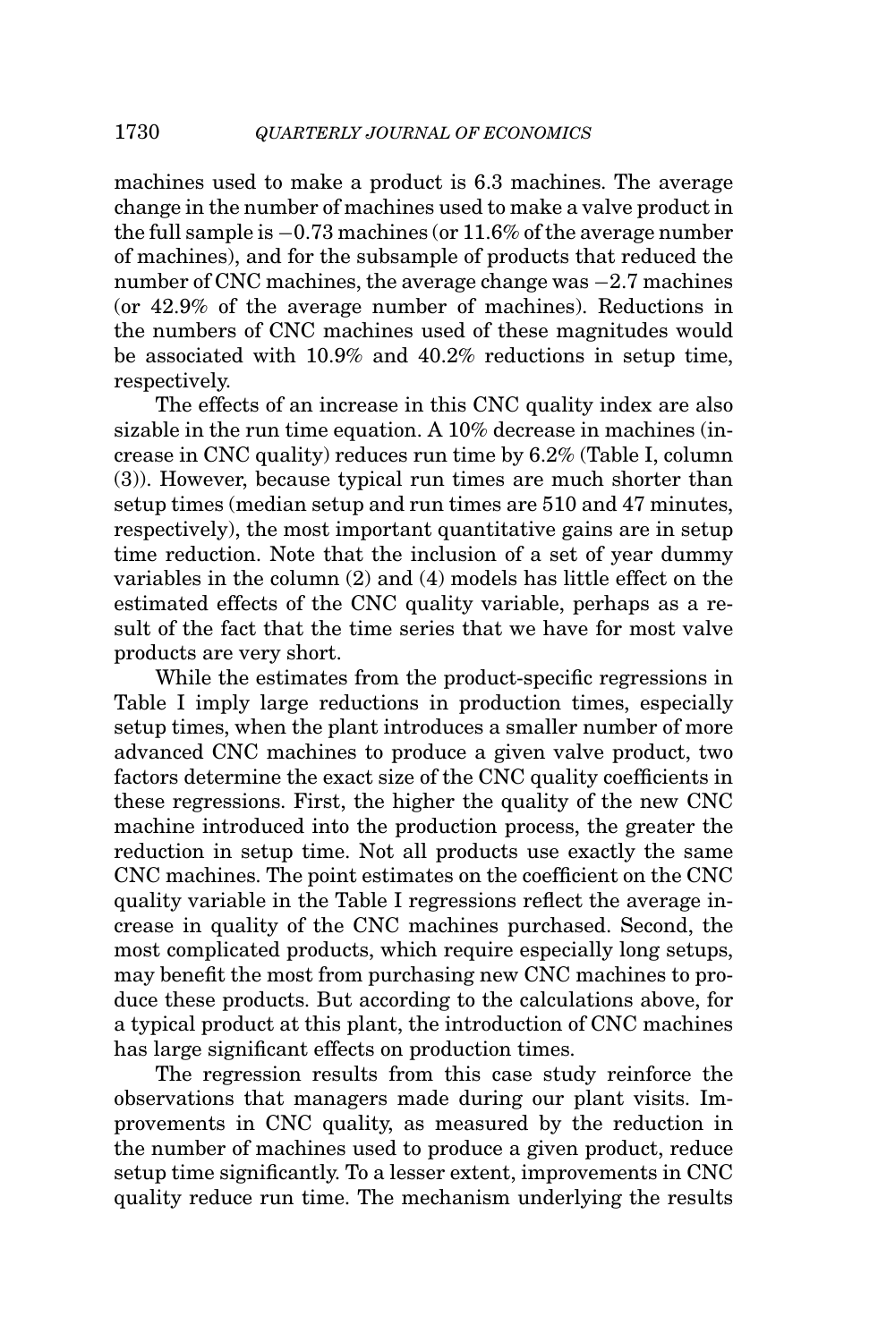machines used to make a product is 6.3 machines. The average change in the number of machines used to make a valve product in the full sample is −0.73 machines (or 11.6% of the average number of machines), and for the subsample of products that reduced the number of CNC machines, the average change was −2.7 machines (or 42.9% of the average number of machines). Reductions in the numbers of CNC machines used of these magnitudes would be associated with 10.9% and 40.2% reductions in setup time, respectively.

The effects of an increase in this CNC quality index are also sizable in the run time equation. A 10% decrease in machines (increase in CNC quality) reduces run time by 6.2% (Table I, column (3)). However, because typical run times are much shorter than setup times (median setup and run times are 510 and 47 minutes, respectively), the most important quantitative gains are in setup time reduction. Note that the inclusion of a set of year dummy variables in the column (2) and (4) models has little effect on the estimated effects of the CNC quality variable, perhaps as a result of the fact that the time series that we have for most valve products are very short.

While the estimates from the product-specific regressions in Table I imply large reductions in production times, especially setup times, when the plant introduces a smaller number of more advanced CNC machines to produce a given valve product, two factors determine the exact size of the CNC quality coefficients in these regressions. First, the higher the quality of the new CNC machine introduced into the production process, the greater the reduction in setup time. Not all products use exactly the same CNC machines. The point estimates on the coefficient on the CNC quality variable in the Table I regressions reflect the average increase in quality of the CNC machines purchased. Second, the most complicated products, which require especially long setups, may benefit the most from purchasing new CNC machines to produce these products. But according to the calculations above, for a typical product at this plant, the introduction of CNC machines has large significant effects on production times.

The regression results from this case study reinforce the observations that managers made during our plant visits. Improvements in CNC quality, as measured by the reduction in the number of machines used to produce a given product, reduce setup time significantly. To a lesser extent, improvements in CNC quality reduce run time. The mechanism underlying the results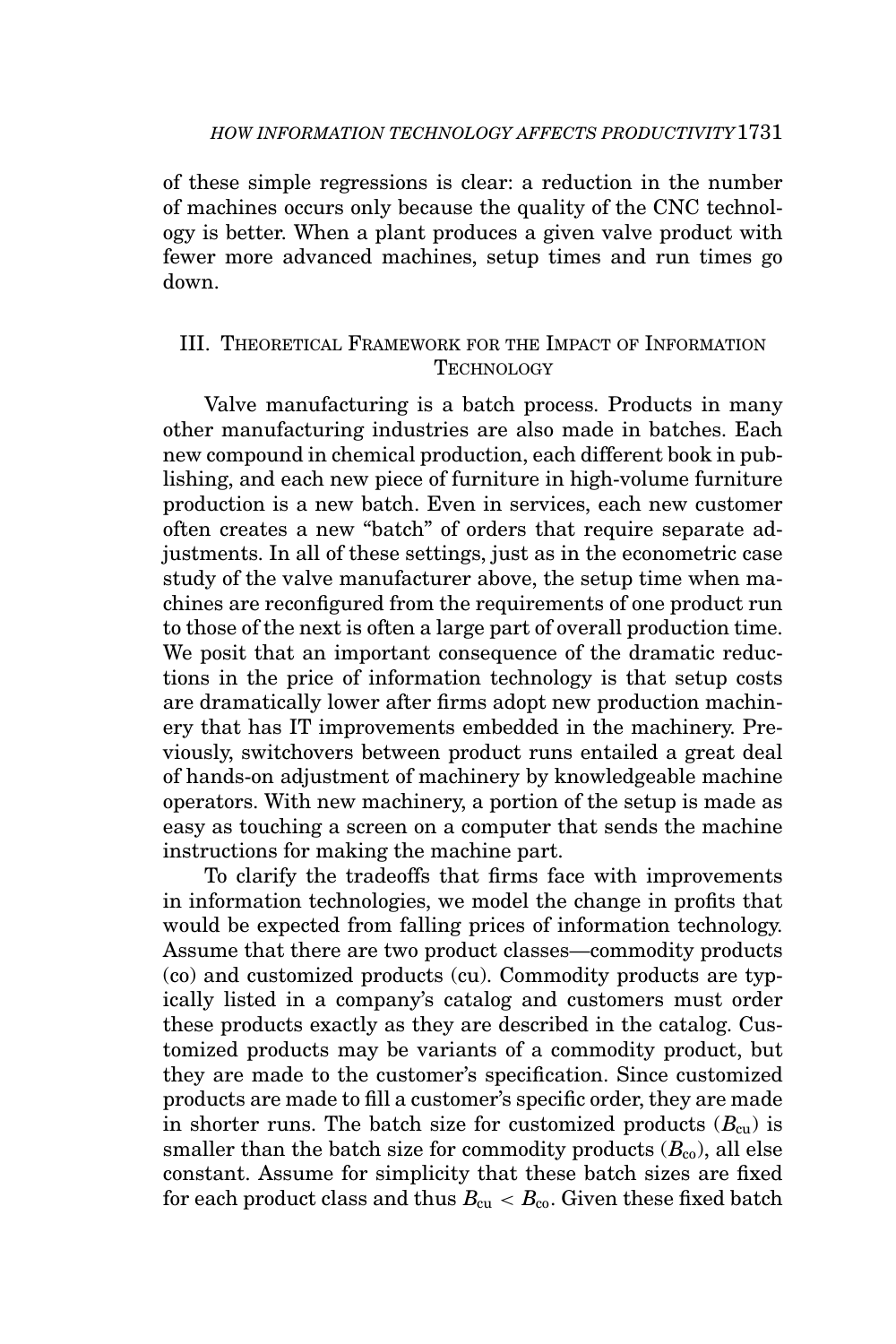of these simple regressions is clear: a reduction in the number of machines occurs only because the quality of the CNC technology is better. When a plant produces a given valve product with fewer more advanced machines, setup times and run times go down.

## III. Theoretical Framework for the Impact of Information Technology

Valve manufacturing is a batch process. Products in many other manufacturing industries are also made in batches. Each new compound in chemical production, each different book in publishing, and each new piece of furniture in high-volume furniture production is a new batch. Even in services, each new customer often creates a new "batch" of orders that require separate adjustments. In all of these settings, just as in the econometric case study of the valve manufacturer above, the setup time when machines are reconfigured from the requirements of one product run to those of the next is often a large part of overall production time. We posit that an important consequence of the dramatic reductions in the price of information technology is that setup costs are dramatically lower after firms adopt new production machinery that has IT improvements embedded in the machinery. Previously, switchovers between product runs entailed a great deal of hands-on adjustment of machinery by knowledgeable machine operators. With new machinery, a portion of the setup is made as easy as touching a screen on a computer that sends the machine instructions for making the machine part.

To clarify the tradeoffs that firms face with improvements in information technologies, we model the change in profits that would be expected from falling prices of information technology. Assume that there are two product classes—commodity products (co) and customized products (cu). Commodity products are typically listed in a company's catalog and customers must order these products exactly as they are described in the catalog. Customized products may be variants of a commodity product, but they are made to the customer's specification. Since customized products are made to fill a customer's specific order, they are made in shorter runs. The batch size for customized products ($B_{\text{cu}}$) is smaller than the batch size for commodity products ($B_{\text{co}}$), all else constant. Assume for simplicity that these batch sizes are fixed for each product class and thus $B_{\text{cu}} < B_{\text{co}}$. Given these fixed batch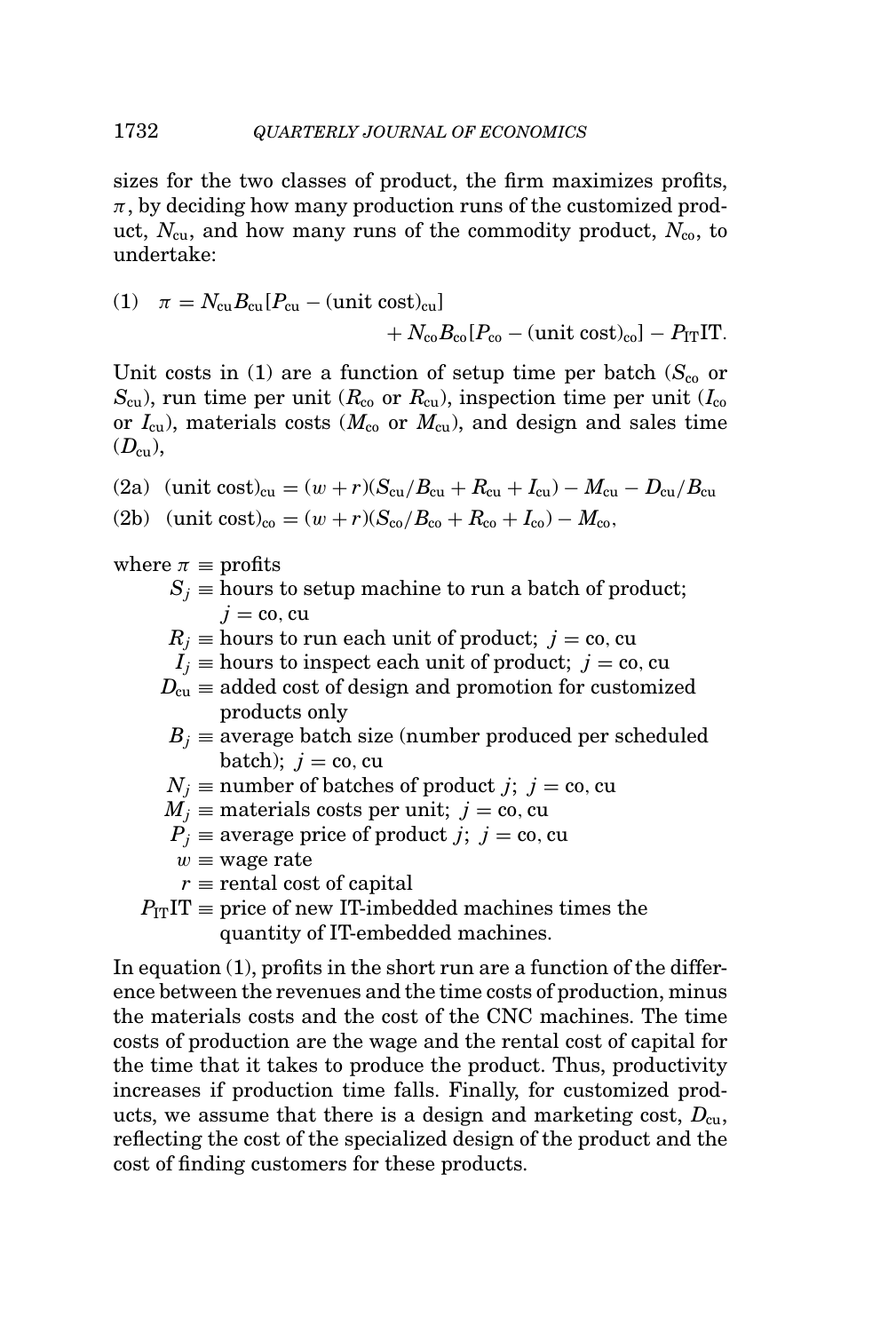sizes for the two classes of product, the firm maximizes profits, $\pi$, by deciding how many production runs of the customized product, $N_{\text{cu}}$, and how many runs of the commodity product, $N_{\text{co}}$, to undertake:

$$
(1)\quad \pi = N_{\text{cu}}B_{\text{cu}}[P_{\text{cu}} - (\text{unit cost})_{\text{cu}}] + N_{\text{co}}B_{\text{co}}[P_{\text{co}} - (\text{unit cost})_{\text{co}}] - P_{\text{IT}}\text{IT}.
$$

Unit costs in (1) are a function of setup time per batch ($S_{\text{co}}$ or $S_{\text{cu}}$), run time per unit ($R_{\text{co}}$ or $R_{\text{cu}}$), inspection time per unit ($I_{\text{co}}$ or $I_{\text{cu}}$), materials costs ($M_{\text{co}}$ or $M_{\text{cu}}$), and design and sales time ($D_{\text{cu}}$),

$$
(2\text{a})\quad (\text{unit cost})_{\text{cu}} = (w + r)(S_{\text{cu}}/B_{\text{cu}} + R_{\text{cu}} + I_{\text{cu}}) - M_{\text{cu}} - D_{\text{cu}}/B_{\text{cu}}
$$

$$
(2\text{b})\quad (\text{unit cost})_{\text{co}} = (w + r)(S_{\text{co}}/B_{\text{co}} + R_{\text{co}} + I_{\text{co}}) - M_{\text{co}},
$$

where $\pi \equiv$ profits

$S_j \equiv$ hours to setup machine to run a batch of product; $j = \text{co}, \text{cu}$

$R_j \equiv$ hours to run each unit of product; $j = \text{co}, \text{cu}$

$I_j \equiv$ hours to inspect each unit of product; $j = \text{co}, \text{cu}$

$D_{\text{cu}} \equiv$ added cost of design and promotion for customized products only

$B_j \equiv$ average batch size (number produced per scheduled batch); $j = \text{co}, \text{cu}$

$N_j \equiv$ number of batches of product $j$; $j = \text{co}, \text{cu}$

$M_j \equiv$ materials costs per unit; $j = \text{co}, \text{cu}$

$P_j \equiv$ average price of product $j$; $j = \text{co}, \text{cu}$

$w \equiv$ wage rate

$r \equiv$ rental cost of capital

$P_{\text{IT}}\text{IT} \equiv$ price of new IT-imbedded machines times the quantity of IT-embedded machines.

In equation (1), profits in the short run are a function of the difference between the revenues and the time costs of production, minus the materials costs and the cost of the CNC machines. The time costs of production are the wage and the rental cost of capital for the time that it takes to produce the product. Thus, productivity increases if production time falls. Finally, for customized products, we assume that there is a design and marketing cost, $D_{\text{cu}}$, reflecting the cost of the specialized design of the product and the cost of finding customers for these products.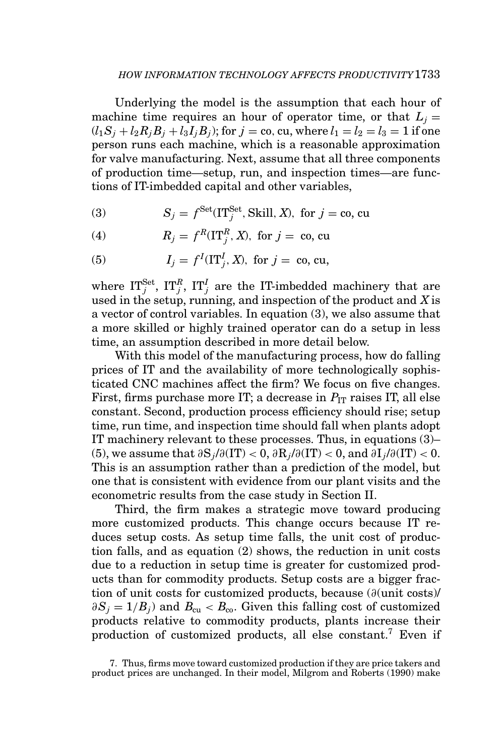Underlying the model is the assumption that each hour of machine time requires an hour of operator time, or that $L_j = (l_1 S_j + l_2 R_j B_j + l_3 I_j B_j)$; for $j =$ co, cu, where $l_1 = l_2 = l_3 = 1$ if one person runs each machine, which is a reasonable approximation for valve manufacturing. Next, assume that all three components of production time—setup, run, and inspection times—are functions of IT-imbedded capital and other variables,

$$S_j = f^{\text{Set}}(\text{IT}_j^{\text{Set}}, \text{Skill}, X), \text{ for } j = \text{co, cu} \tag{3}$$

$$R_j = f^{R}(\text{IT}_j^{R}, X), \text{ for } j = \text{co, cu} \tag{4}$$

$$I_j = f^{I}(\text{IT}_j^{I}, X), \text{ for } j = \text{co, cu,} \tag{5}$$

where $\text{IT}_j^{\text{Set}}$, $\text{IT}_j^{R}$, $\text{IT}_j^{I}$ are the IT-imbedded machinery that are used in the setup, running, and inspection of the product and $X$ is a vector of control variables. In equation (3), we also assume that a more skilled or highly trained operator can do a setup in less time, an assumption described in more detail below.

With this model of the manufacturing process, how do falling prices of IT and the availability of more technologically sophisticated CNC machines affect the firm? We focus on five changes. First, firms purchase more IT; a decrease in $P_{\text{IT}}$ raises IT, all else constant. Second, production process efficiency should rise; setup time, run time, and inspection time should fall when plants adopt IT machinery relevant to these processes. Thus, in equations (3)–(5), we assume that $\partial S_j/\partial(\text{IT}) < 0$, $\partial R_j/\partial(\text{IT}) < 0$, and $\partial I_j/\partial(\text{IT}) < 0$. This is an assumption rather than a prediction of the model, but one that is consistent with evidence from our plant visits and the econometric results from the case study in Section II.

Third, the firm makes a strategic move toward producing more customized products. This change occurs because IT reduces setup costs. As setup time falls, the unit cost of production falls, and as equation (2) shows, the reduction in unit costs due to a reduction in setup time is greater for customized products than for commodity products. Setup costs are a bigger fraction of unit costs for customized products, because ($\partial(\text{unit costs})/\partial S_j = 1/B_j$) and $B_{\text{cu}} < B_{\text{co}}$. Given this falling cost of customized products relative to commodity products, plants increase their production of customized products, all else constant.[7] Even if

7. Thus, firms move toward customized production if they are price takers and product prices are unchanged. In their model, Milgrom and Roberts (1990) make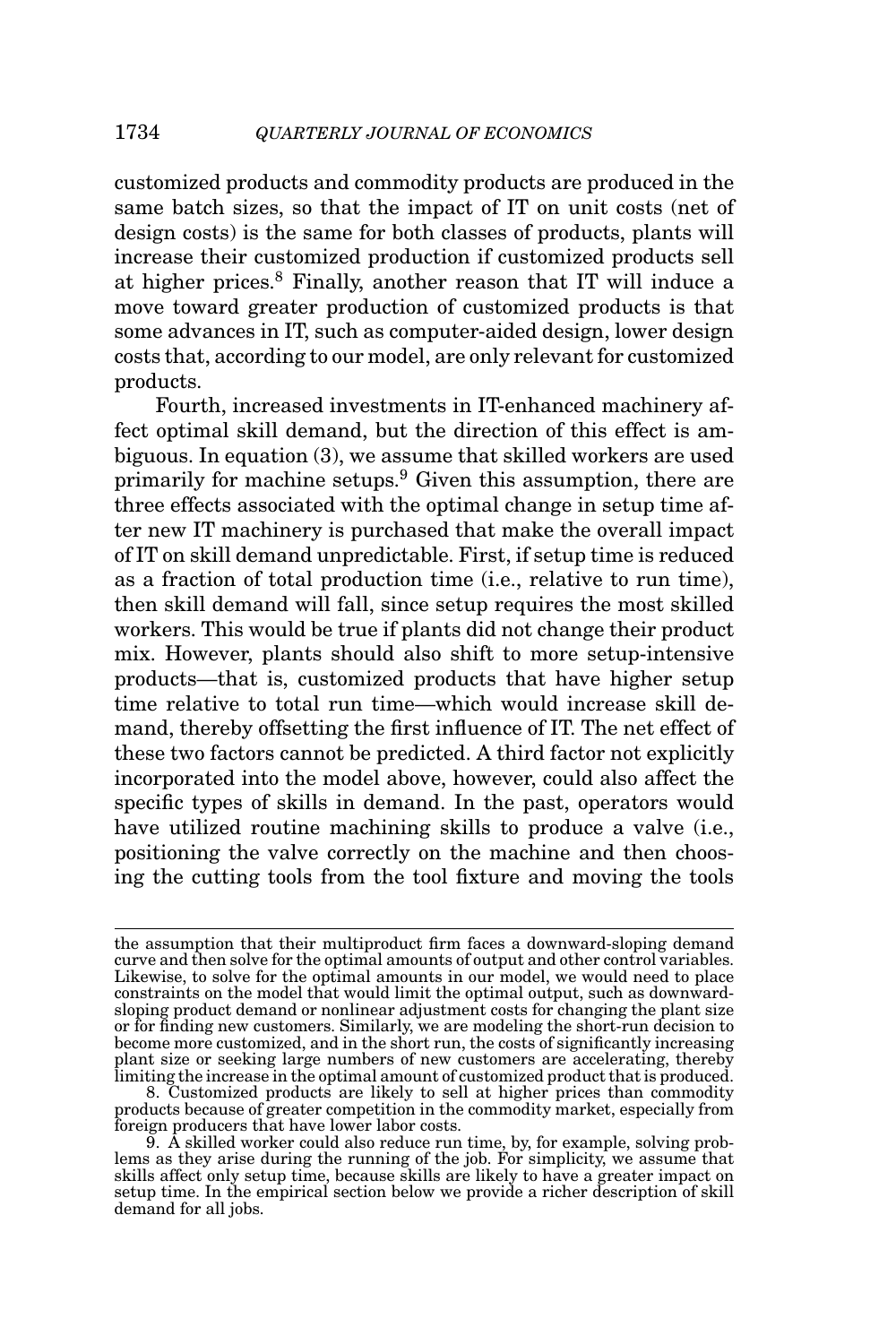customized products and commodity products are produced in the same batch sizes, so that the impact of IT on unit costs (net of design costs) is the same for both classes of products, plants will increase their customized production if customized products sell at higher prices.[8] Finally, another reason that IT will induce a move toward greater production of customized products is that some advances in IT, such as computer-aided design, lower design costs that, according to our model, are only relevant for customized products.

Fourth, increased investments in IT-enhanced machinery affect optimal skill demand, but the direction of this effect is ambiguous. In equation (3), we assume that skilled workers are used primarily for machine setups.[9] Given this assumption, there are three effects associated with the optimal change in setup time after new IT machinery is purchased that make the overall impact of IT on skill demand unpredictable. First, if setup time is reduced as a fraction of total production time (i.e., relative to run time), then skill demand will fall, since setup requires the most skilled workers. This would be true if plants did not change their product mix. However, plants should also shift to more setup-intensive products—that is, customized products that have higher setup time relative to total run time—which would increase skill demand, thereby offsetting the first influence of IT. The net effect of these two factors cannot be predicted. A third factor not explicitly incorporated into the model above, however, could also affect the specific types of skills in demand. In the past, operators would have utilized routine machining skills to produce a valve (i.e., positioning the valve correctly on the machine and then choosing the cutting tools from the tool fixture and moving the tools

---

the assumption that their multiproduct firm faces a downward-sloping demand curve and then solve for the optimal amounts of output and other control variables. Likewise, to solve for the optimal amounts in our model, we would need to place constraints on the model that would limit the optimal output, such as downward-sloping product demand or nonlinear adjustment costs for changing the plant size or for finding new customers. Similarly, we are modeling the short-run decision to become more customized, and in the short run, the costs of significantly increasing plant size or seeking large numbers of new customers are accelerating, thereby limiting the increase in the optimal amount of customized product that is produced.

8. Customized products are likely to sell at higher prices than commodity products because of greater competition in the commodity market, especially from foreign producers that have lower labor costs.

9. A skilled worker could also reduce run time, by, for example, solving problems as they arise during the running of the job. For simplicity, we assume that skills affect only setup time, because skills are likely to have a greater impact on setup time. In the empirical section below we provide a richer description of skill demand for all jobs.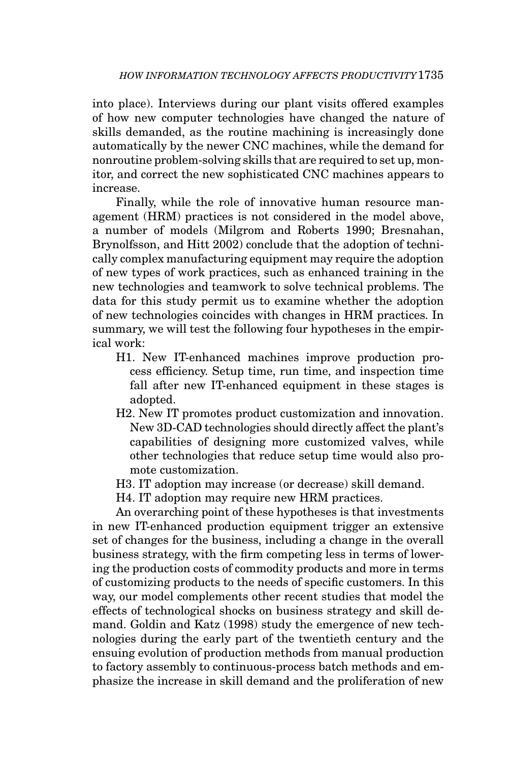into place). Interviews during our plant visits offered examples of how new computer technologies have changed the nature of skills demanded, as the routine machining is increasingly done automatically by the newer CNC machines, while the demand for nonroutine problem-solving skills that are required to set up, monitor, and correct the new sophisticated CNC machines appears to increase.

Finally, while the role of innovative human resource management (HRM) practices is not considered in the model above, a number of models (Milgrom and Roberts 1990; Bresnahan, Brynolfsson, and Hitt 2002) conclude that the adoption of technically complex manufacturing equipment may require the adoption of new types of work practices, such as enhanced training in the new technologies and teamwork to solve technical problems. The data for this study permit us to examine whether the adoption of new technologies coincides with changes in HRM practices. In summary, we will test the following four hypotheses in the empirical work:

- H1. New IT-enhanced machines improve production process efficiency. Setup time, run time, and inspection time fall after new IT-enhanced equipment in these stages is adopted.
- H2. New IT promotes product customization and innovation. New 3D-CAD technologies should directly affect the plant's capabilities of designing more customized valves, while other technologies that reduce setup time would also promote customization.
- H3. IT adoption may increase (or decrease) skill demand.
- H4. IT adoption may require new HRM practices.

An overarching point of these hypotheses is that investments in new IT-enhanced production equipment trigger an extensive set of changes for the business, including a change in the overall business strategy, with the firm competing less in terms of lowering the production costs of commodity products and more in terms of customizing products to the needs of specific customers. In this way, our model complements other recent studies that model the effects of technological shocks on business strategy and skill demand. Goldin and Katz (1998) study the emergence of new technologies during the early part of the twentieth century and the ensuing evolution of production methods from manual production to factory assembly to continuous-process batch methods and emphasize the increase in skill demand and the proliferation of new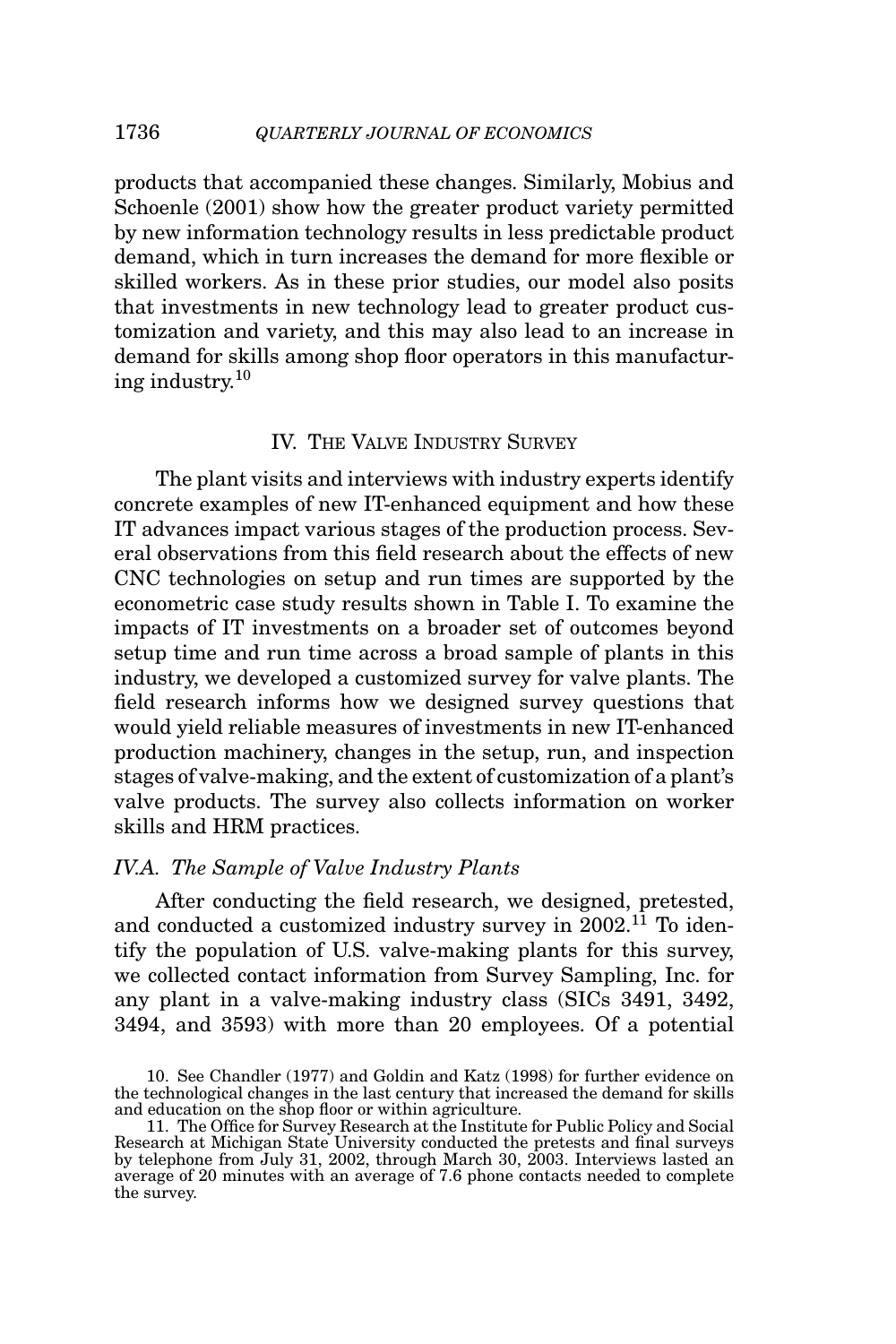products that accompanied these changes. Similarly, Mobius and Schoenle (2001) show how the greater product variety permitted by new information technology results in less predictable product demand, which in turn increases the demand for more flexible or skilled workers. As in these prior studies, our model also posits that investments in new technology lead to greater product customization and variety, and this may also lead to an increase in demand for skills among shop floor operators in this manufacturing industry.[10]

## IV. THE VALVE INDUSTRY SURVEY

The plant visits and interviews with industry experts identify concrete examples of new IT-enhanced equipment and how these IT advances impact various stages of the production process. Several observations from this field research about the effects of new CNC technologies on setup and run times are supported by the econometric case study results shown in Table I. To examine the impacts of IT investments on a broader set of outcomes beyond setup time and run time across a broad sample of plants in this industry, we developed a customized survey for valve plants. The field research informs how we designed survey questions that would yield reliable measures of investments in new IT-enhanced production machinery, changes in the setup, run, and inspection stages of valve-making, and the extent of customization of a plant's valve products. The survey also collects information on worker skills and HRM practices.

### *IV.A. The Sample of Valve Industry Plants*

After conducting the field research, we designed, pretested, and conducted a customized industry survey in 2002.[11] To identify the population of U.S. valve-making plants for this survey, we collected contact information from Survey Sampling, Inc. for any plant in a valve-making industry class (SICs 3491, 3492, 3494, and 3593) with more than 20 employees. Of a potential

10. See Chandler (1977) and Goldin and Katz (1998) for further evidence on the technological changes in the last century that increased the demand for skills and education on the shop floor or within agriculture.

11. The Office for Survey Research at the Institute for Public Policy and Social Research at Michigan State University conducted the pretests and final surveys by telephone from July 31, 2002, through March 30, 2003. Interviews lasted an average of 20 minutes with an average of 7.6 phone contacts needed to complete the survey.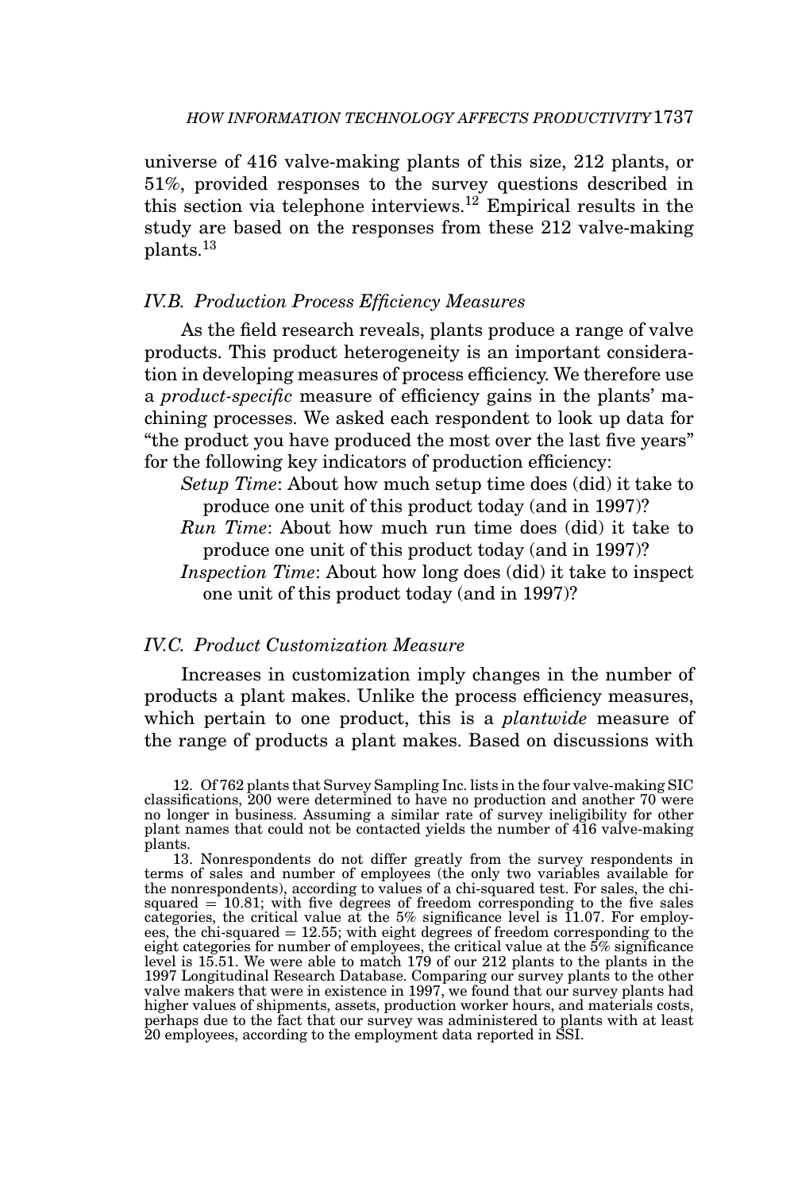universe of 416 valve-making plants of this size, 212 plants, or 51%, provided responses to the survey questions described in this section via telephone interviews.[12] Empirical results in the study are based on the responses from these 212 valve-making plants.[13]

### IV.B. Production Process Efficiency Measures

As the field research reveals, plants produce a range of valve products. This product heterogeneity is an important consideration in developing measures of process efficiency. We therefore use a *product-specific* measure of efficiency gains in the plants' machining processes. We asked each respondent to look up data for "the product you have produced the most over the last five years" for the following key indicators of production efficiency:

*Setup Time*: About how much setup time does (did) it take to produce one unit of this product today (and in 1997)?

*Run Time*: About how much run time does (did) it take to produce one unit of this product today (and in 1997)?

*Inspection Time*: About how long does (did) it take to inspect one unit of this product today (and in 1997)?

### IV.C. Product Customization Measure

Increases in customization imply changes in the number of products a plant makes. Unlike the process efficiency measures, which pertain to one product, this is a *plantwide* measure of the range of products a plant makes. Based on discussions with

12. Of 762 plants that Survey Sampling Inc. lists in the four valve-making SIC classifications, 200 were determined to have no production and another 70 were no longer in business. Assuming a similar rate of survey ineligibility for other plant names that could not be contacted yields the number of 416 valve-making plants.

13. Nonrespondents do not differ greatly from the survey respondents in terms of sales and number of employees (the only two variables available for the nonrespondents), according to values of a chi-squared test. For sales, the chi-squared = 10.81; with five degrees of freedom corresponding to the five sales categories, the critical value at the 5% significance level is 11.07. For employees, the chi-squared = 12.55; with eight degrees of freedom corresponding to the eight categories for number of employees, the critical value at the 5% significance level is 15.51. We were able to match 179 of our 212 plants to the plants in the 1997 Longitudinal Research Database. Comparing our survey plants to the other valve makers that were in existence in 1997, we found that our survey plants had higher values of shipments, assets, production worker hours, and materials costs, perhaps due to the fact that our survey was administered to plants with at least 20 employees, according to the employment data reported in SSI.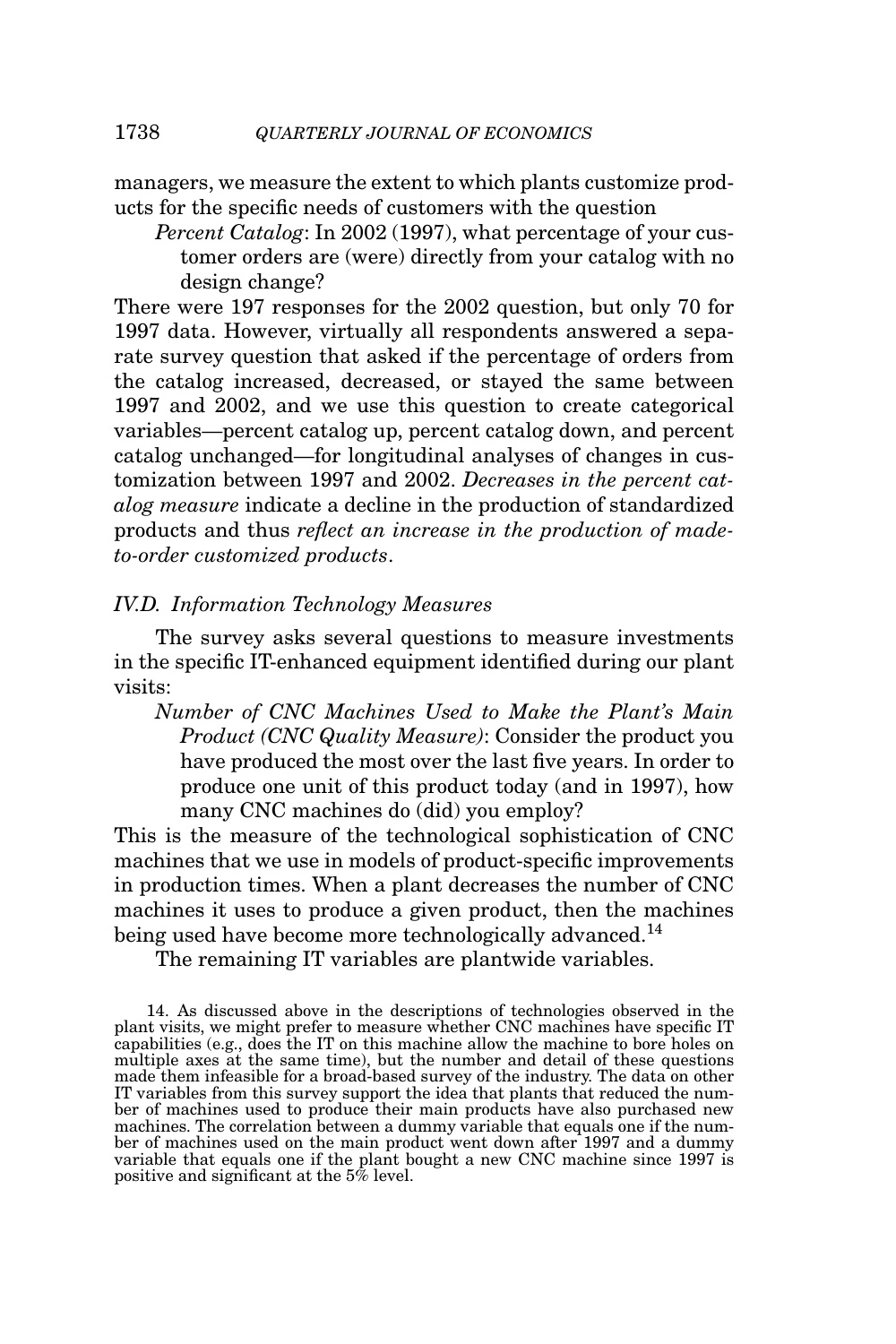managers, we measure the extent to which plants customize products for the specific needs of customers with the question

> *Percent Catalog*: In 2002 (1997), what percentage of your customer orders are (were) directly from your catalog with no design change?

There were 197 responses for the 2002 question, but only 70 for 1997 data. However, virtually all respondents answered a separate survey question that asked if the percentage of orders from the catalog increased, decreased, or stayed the same between 1997 and 2002, and we use this question to create categorical variables—percent catalog up, percent catalog down, and percent catalog unchanged—for longitudinal analyses of changes in customization between 1997 and 2002. *Decreases in the percent catalog measure* indicate a decline in the production of standardized products and thus *reflect an increase in the production of made-to-order customized products*.

### IV.D. Information Technology Measures

The survey asks several questions to measure investments in the specific IT-enhanced equipment identified during our plant visits:

> *Number of CNC Machines Used to Make the Plant's Main Product (CNC Quality Measure)*: Consider the product you have produced the most over the last five years. In order to produce one unit of this product today (and in 1997), how many CNC machines do (did) you employ?

This is the measure of the technological sophistication of CNC machines that we use in models of product-specific improvements in production times. When a plant decreases the number of CNC machines it uses to produce a given product, then the machines being used have become more technologically advanced.[14]

The remaining IT variables are plantwide variables.

---

14. As discussed above in the descriptions of technologies observed in the plant visits, we might prefer to measure whether CNC machines have specific IT capabilities (e.g., does the IT on this machine allow the machine to bore holes on multiple axes at the same time), but the number and detail of these questions made them infeasible for a broad-based survey of the industry. The data on other IT variables from this survey support the idea that plants that reduced the number of machines used to produce their main products have also purchased new machines. The correlation between a dummy variable that equals one if the number of machines used on the main product went down after 1997 and a dummy variable that equals one if the plant bought a new CNC machine since 1997 is positive and significant at the 5% level.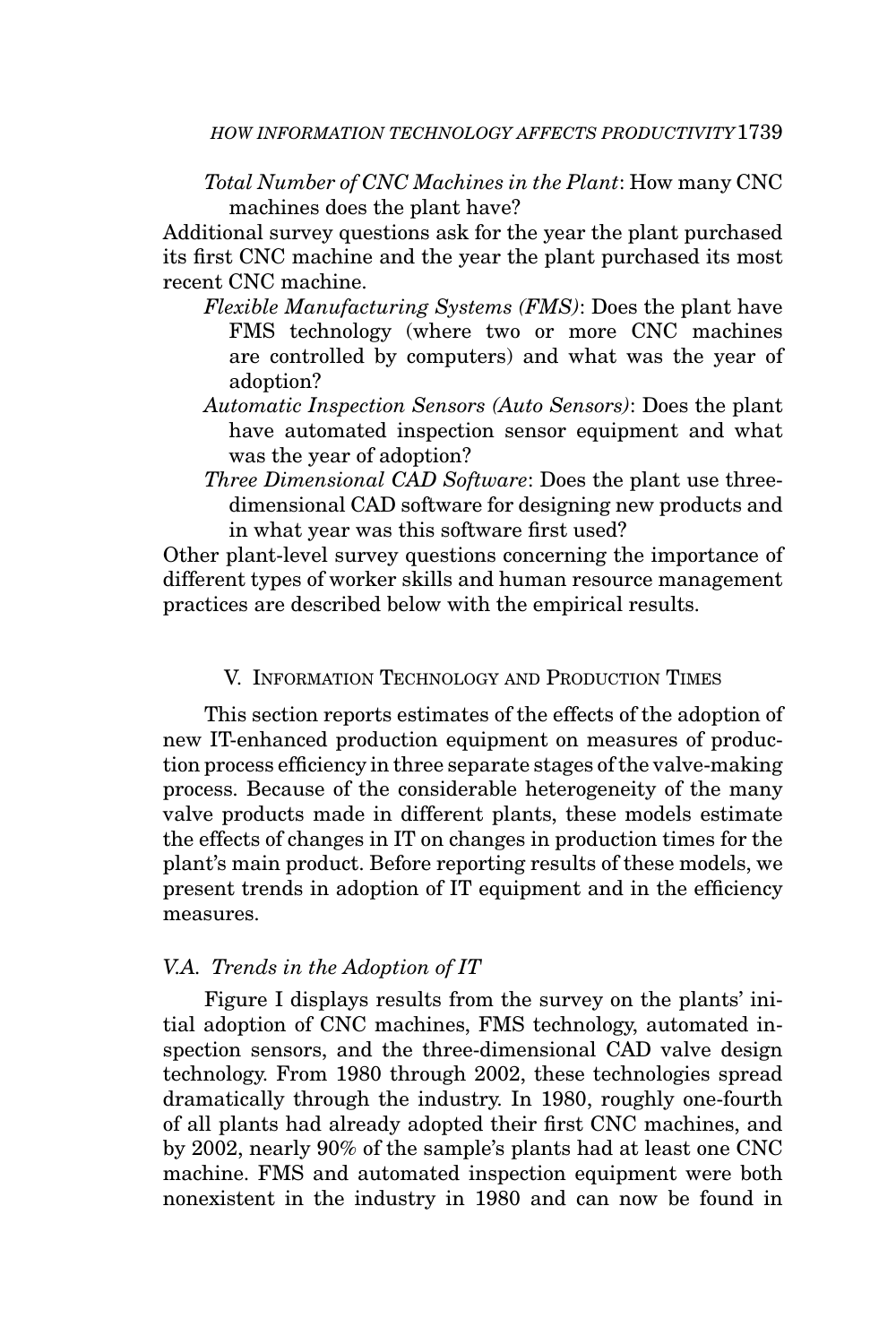*Total Number of CNC Machines in the Plant*: How many CNC machines does the plant have?

Additional survey questions ask for the year the plant purchased its first CNC machine and the year the plant purchased its most recent CNC machine.

*Flexible Manufacturing Systems (FMS)*: Does the plant have FMS technology (where two or more CNC machines are controlled by computers) and what was the year of adoption?

*Automatic Inspection Sensors (Auto Sensors)*: Does the plant have automated inspection sensor equipment and what was the year of adoption?

*Three Dimensional CAD Software*: Does the plant use three-dimensional CAD software for designing new products and in what year was this software first used?

Other plant-level survey questions concerning the importance of different types of worker skills and human resource management practices are described below with the empirical results.

## V. Information Technology and Production Times

This section reports estimates of the effects of the adoption of new IT-enhanced production equipment on measures of production process efficiency in three separate stages of the valve-making process. Because of the considerable heterogeneity of the many valve products made in different plants, these models estimate the effects of changes in IT on changes in production times for the plant's main product. Before reporting results of these models, we present trends in adoption of IT equipment and in the efficiency measures.

### V.A. *Trends in the Adoption of IT*

Figure I displays results from the survey on the plants' initial adoption of CNC machines, FMS technology, automated inspection sensors, and the three-dimensional CAD valve design technology. From 1980 through 2002, these technologies spread dramatically through the industry. In 1980, roughly one-fourth of all plants had already adopted their first CNC machines, and by 2002, nearly 90% of the sample's plants had at least one CNC machine. FMS and automated inspection equipment were both nonexistent in the industry in 1980 and can now be found in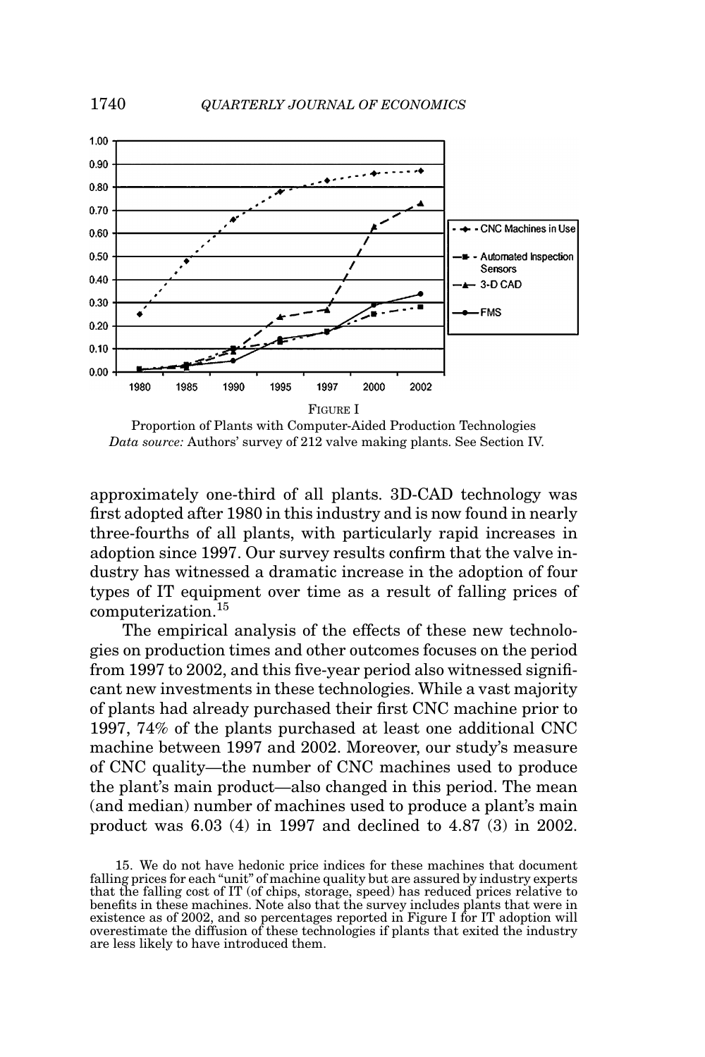1.00
0.90
0.80
0.70
0.60
0.50
0.40
0.30
0.20
0.10
0.00

1980 1985 1990 1995 1997 2000 2002

CNC Machines in Use
Automated Inspection Sensors
3-D CAD
FMS

FIGURE I

Proportion of Plants with Computer-Aided Production Technologies

*Data source:* Authors' survey of 212 valve making plants. See Section IV.

approximately one-third of all plants. 3D-CAD technology was first adopted after 1980 in this industry and is now found in nearly three-fourths of all plants, with particularly rapid increases in adoption since 1997. Our survey results confirm that the valve industry has witnessed a dramatic increase in the adoption of four types of IT equipment over time as a result of falling prices of computerization.[15]

The empirical analysis of the effects of these new technologies on production times and other outcomes focuses on the period from 1997 to 2002, and this five-year period also witnessed significant new investments in these technologies. While a vast majority of plants had already purchased their first CNC machine prior to 1997, 74% of the plants purchased at least one additional CNC machine between 1997 and 2002. Moreover, our study's measure of CNC quality—the number of CNC machines used to produce the plant's main product—also changed in this period. The mean (and median) number of machines used to produce a plant's main product was 6.03 (4) in 1997 and declined to 4.87 (3) in 2002.

15. We do not have hedonic price indices for these machines that document falling prices for each "unit" of machine quality but are assured by industry experts that the falling cost of IT (of chips, storage, speed) has reduced prices relative to benefits in these machines. Note also that the survey includes plants that were in existence as of 2002, and so percentages reported in Figure I for IT adoption will overestimate the diffusion of these technologies if plants that exited the industry are less likely to have introduced them.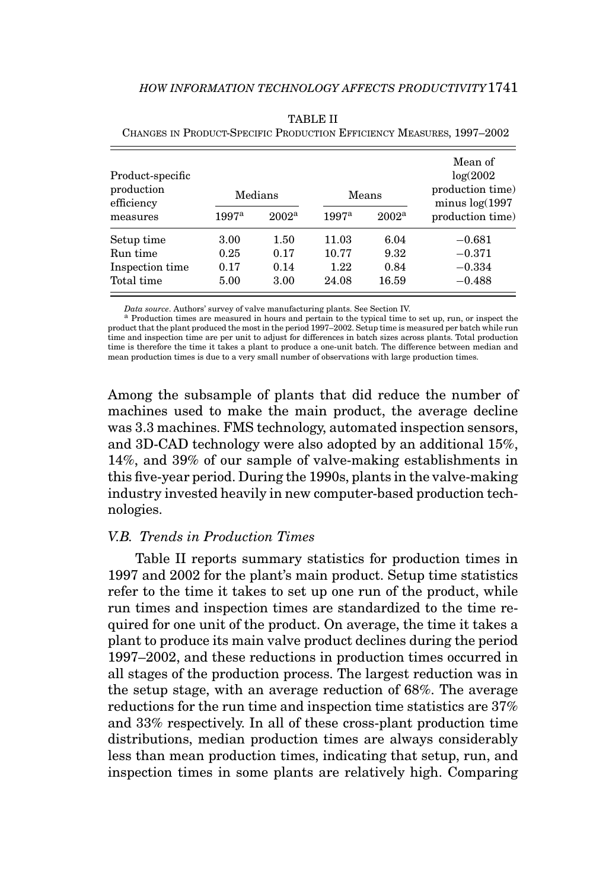TABLE II

CHANGES IN PRODUCT-SPECIFIC PRODUCTION EFFICIENCY MEASURES, 1997–2002

| Product-specific production efficiency measures | Medians | | Means | | Mean of log(2002 production time) minus log(1997 production time) |
|---|---|---|---|---|---|
| | 1997[a] | 2002[a] | 1997[a] | 2002[a] | |
| Setup time | 3.00 | 1.50 | 11.03 | 6.04 | −0.681 |
| Run time | 0.25 | 0.17 | 10.77 | 9.32 | −0.371 |
| Inspection time | 0.17 | 0.14 | 1.22 | 0.84 | −0.334 |
| Total time | 5.00 | 3.00 | 24.08 | 16.59 | −0.488 |

*Data source*. Authors' survey of valve manufacturing plants. See Section IV.

[a] Production times are measured in hours and pertain to the typical time to set up, run, or inspect the product that the plant produced the most in the period 1997–2002. Setup time is measured per batch while run time and inspection time are per unit to adjust for differences in batch sizes across plants. Total production time is therefore the time it takes a plant to produce a one-unit batch. The difference between median and mean production times is due to a very small number of observations with large production times.

Among the subsample of plants that did reduce the number of machines used to make the main product, the average decline was 3.3 machines. FMS technology, automated inspection sensors, and 3D-CAD technology were also adopted by an additional 15%, 14%, and 39% of our sample of valve-making establishments in this five-year period. During the 1990s, plants in the valve-making industry invested heavily in new computer-based production technologies.

### *V.B. Trends in Production Times*

Table II reports summary statistics for production times in 1997 and 2002 for the plant's main product. Setup time statistics refer to the time it takes to set up one run of the product, while run times and inspection times are standardized to the time required for one unit of the product. On average, the time it takes a plant to produce its main valve product declines during the period 1997–2002, and these reductions in production times occurred in all stages of the production process. The largest reduction was in the setup stage, with an average reduction of 68%. The average reductions for the run time and inspection time statistics are 37% and 33% respectively. In all of these cross-plant production time distributions, median production times are always considerably less than mean production times, indicating that setup, run, and inspection times in some plants are relatively high. Comparing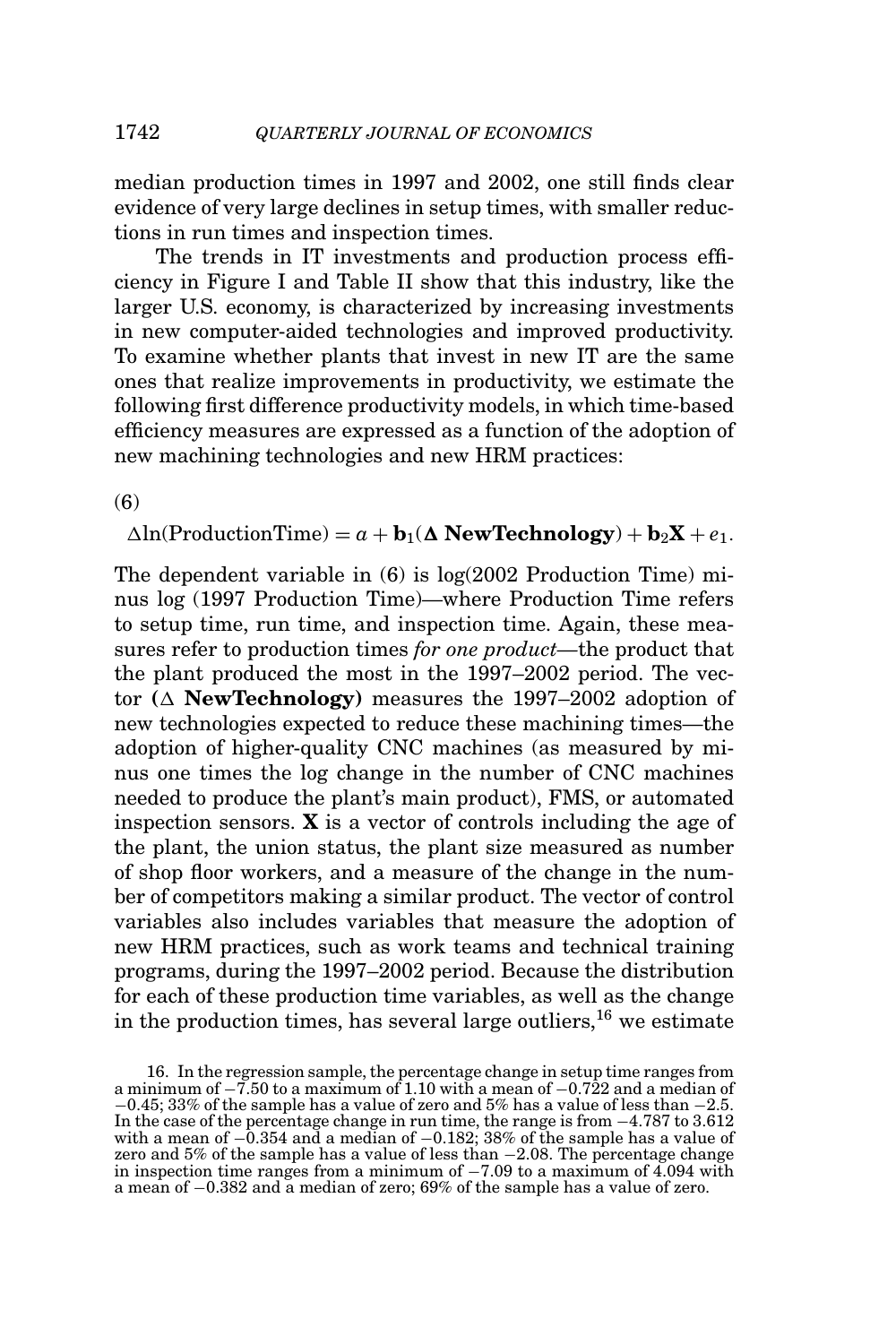median production times in 1997 and 2002, one still finds clear evidence of very large declines in setup times, with smaller reductions in run times and inspection times.

The trends in IT investments and production process efficiency in Figure I and Table II show that this industry, like the larger U.S. economy, is characterized by increasing investments in new computer-aided technologies and improved productivity. To examine whether plants that invest in new IT are the same ones that realize improvements in productivity, we estimate the following first difference productivity models, in which time-based efficiency measures are expressed as a function of the adoption of new machining technologies and new HRM practices:

(6)

$$\Delta \ln(\text{ProductionTime}) = a + \mathbf{b}_1(\boldsymbol{\Delta}\ \mathbf{NewTechnology}) + \mathbf{b}_2\mathbf{X} + e_1.$$

The dependent variable in (6) is log(2002 Production Time) minus log (1997 Production Time)—where Production Time refers to setup time, run time, and inspection time. Again, these measures refer to production times *for one product*—the product that the plant produced the most in the 1997–2002 period. The vector **(**$\Delta$ **NewTechnology)** measures the 1997–2002 adoption of new technologies expected to reduce these machining times—the adoption of higher-quality CNC machines (as measured by minus one times the log change in the number of CNC machines needed to produce the plant's main product), FMS, or automated inspection sensors. **X** is a vector of controls including the age of the plant, the union status, the plant size measured as number of shop floor workers, and a measure of the change in the number of competitors making a similar product. The vector of control variables also includes variables that measure the adoption of new HRM practices, such as work teams and technical training programs, during the 1997–2002 period. Because the distribution for each of these production time variables, as well as the change in the production times, has several large outliers,[16] we estimate

16. In the regression sample, the percentage change in setup time ranges from a minimum of −7.50 to a maximum of 1.10 with a mean of −0.722 and a median of −0.45; 33% of the sample has a value of zero and 5% has a value of less than −2.5. In the case of the percentage change in run time, the range is from −4.787 to 3.612 with a mean of −0.354 and a median of −0.182; 38% of the sample has a value of zero and 5% of the sample has a value of less than −2.08. The percentage change in inspection time ranges from a minimum of −7.09 to a maximum of 4.094 with a mean of −0.382 and a median of zero; 69% of the sample has a value of zero.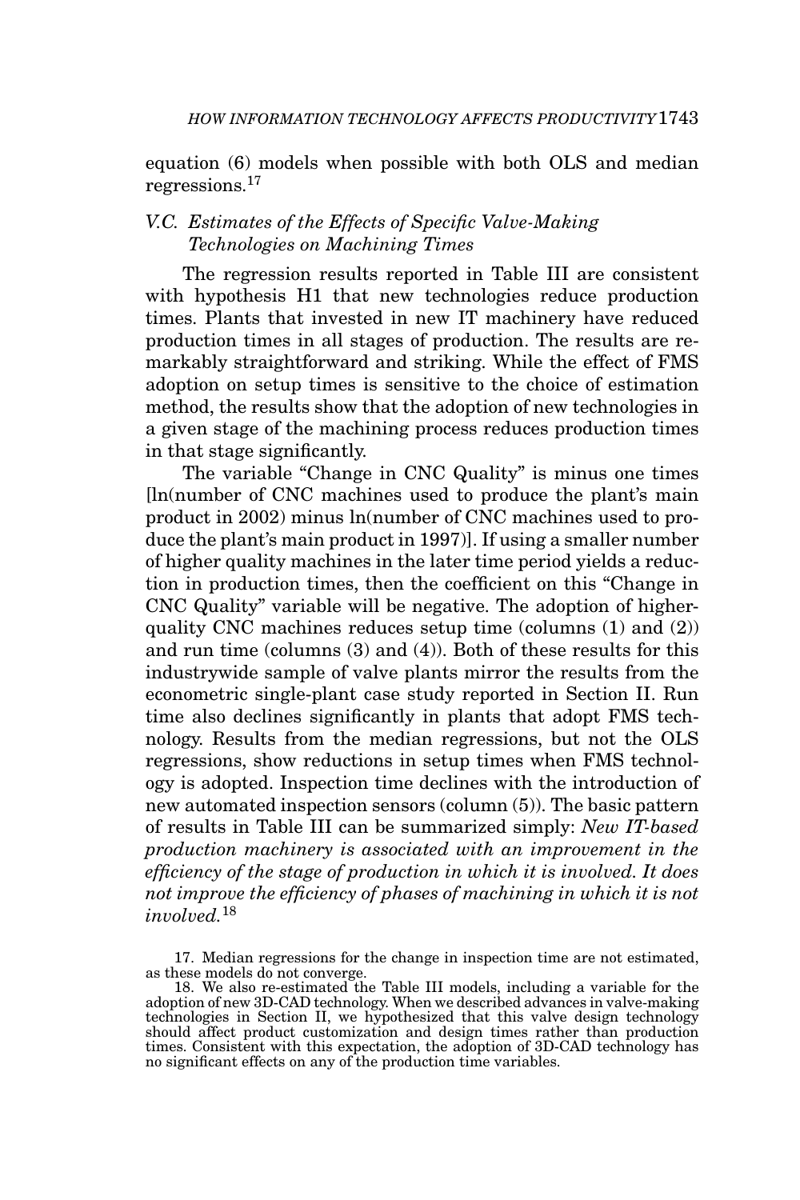equation (6) models when possible with both OLS and median regressions.[17]

### V.C. Estimates of the Effects of Specific Valve-Making Technologies on Machining Times

The regression results reported in Table III are consistent with hypothesis H1 that new technologies reduce production times. Plants that invested in new IT machinery have reduced production times in all stages of production. The results are remarkably straightforward and striking. While the effect of FMS adoption on setup times is sensitive to the choice of estimation method, the results show that the adoption of new technologies in a given stage of the machining process reduces production times in that stage significantly.

The variable "Change in CNC Quality" is minus one times [ln(number of CNC machines used to produce the plant's main product in 2002) minus ln(number of CNC machines used to produce the plant's main product in 1997)]. If using a smaller number of higher quality machines in the later time period yields a reduction in production times, then the coefficient on this "Change in CNC Quality" variable will be negative. The adoption of higher-quality CNC machines reduces setup time (columns (1) and (2)) and run time (columns (3) and (4)). Both of these results for this industrywide sample of valve plants mirror the results from the econometric single-plant case study reported in Section II. Run time also declines significantly in plants that adopt FMS technology. Results from the median regressions, but not the OLS regressions, show reductions in setup times when FMS technology is adopted. Inspection time declines with the introduction of new automated inspection sensors (column (5)). The basic pattern of results in Table III can be summarized simply: *New IT-based production machinery is associated with an improvement in the efficiency of the stage of production in which it is involved. It does not improve the efficiency of phases of machining in which it is not involved.*[18]

17. Median regressions for the change in inspection time are not estimated, as these models do not converge.

18. We also re-estimated the Table III models, including a variable for the adoption of new 3D-CAD technology. When we described advances in valve-making technologies in Section II, we hypothesized that this valve design technology should affect product customization and design times rather than production times. Consistent with this expectation, the adoption of 3D-CAD technology has no significant effects on any of the production time variables.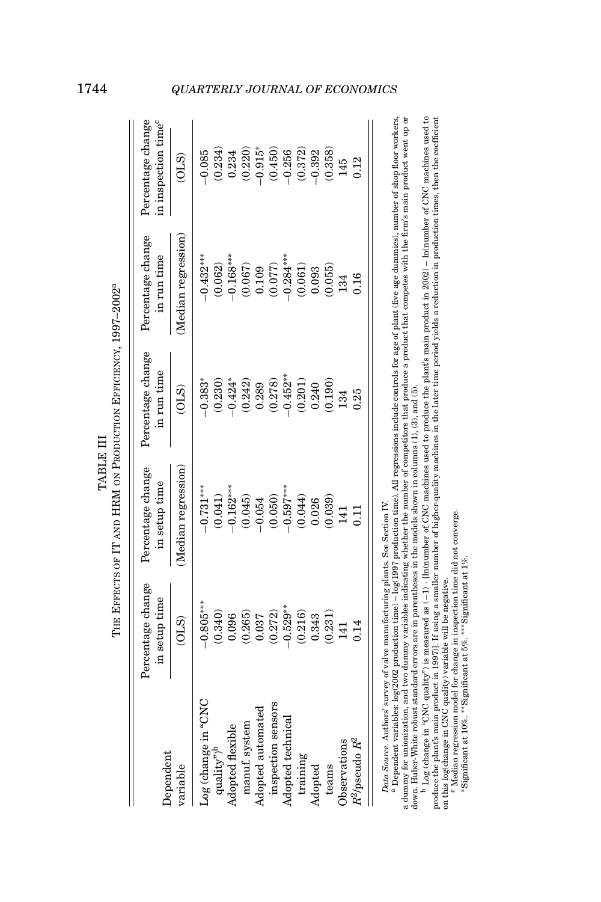TABLE III

THE EFFECTS OF IT AND HRM ON PRODUCTION EFFICIENCY, 1997–2002[a]

| Dependent variable | Percentage change in setup time | Percentage change in setup time | Percentage change in run time | Percentage change in run time | Percentage change in inspection time[c] |
|---|---|---|---|---|---|
| | (OLS) | (Median regression) | (OLS) | (Median regression) | (OLS) |
| Log (change in "CNC quality")[b] | −0.805*** | −0.731*** | −0.383* | −0.432*** | −0.085 |
| | (0.340) | (0.041) | (0.230) | (0.062) | (0.234) |
| Adopted flexible manuf. system | 0.096 | −0.162*** | −0.424* | −0.168*** | 0.234 |
| | (0.265) | (0.045) | (0.242) | (0.067) | (0.220) |
| Adopted automated inspection sensors | 0.037 | −0.054 | 0.289 | 0.109 | −0.915* |
| | (0.272) | (0.050) | (0.278) | (0.077) | (0.450) |
| Adopted technical training | −0.529** | −0.597*** | −0.452** | −0.284*** | −0.256 |
| | (0.216) | (0.044) | (0.201) | (0.061) | (0.372) |
| Adopted teams | 0.343 | 0.026 | 0.240 | 0.093 | −0.392 |
| | (0.231) | (0.039) | (0.190) | (0.055) | (0.358) |
| Observations | 141 | 141 | 134 | 134 | 145 |
| $R^2$/pseudo $R^2$ | 0.14 | 0.11 | 0.25 | 0.16 | 0.12 |

*Data Source.* Authors' survey of valve manufacturing plants. See Section IV.

[a] Dependent variables: log(2002 production time) − log(1997 production time). All regressions include controls for age of plant (five age dummies), number of shop floor workers, a dummy for unionization, and two dummy variables indicating whether the number of competitors that produce a product that competes with the firm's main product went up or down. Huber-White robust standard errors are in parentheses in the models shown in columns (1), (3), and (5).

[b] Log (change in "CNC quality") is measured as $(-1) \cdot$ [ln(number of CNC machines used to produce the plant's main product in 2002) − ln(number of CNC machines used to produce the plant's main product in 1997)]. If using a smaller number of higher-quality machines in the later time period yields a reduction in production times, then the coefficient on this log(change in CNC quality) variable will be negative.

[c] Median regression model for change in inspection time did not converge.

*Significant at 10%. **Significant at 5%. ***Significant at 1%.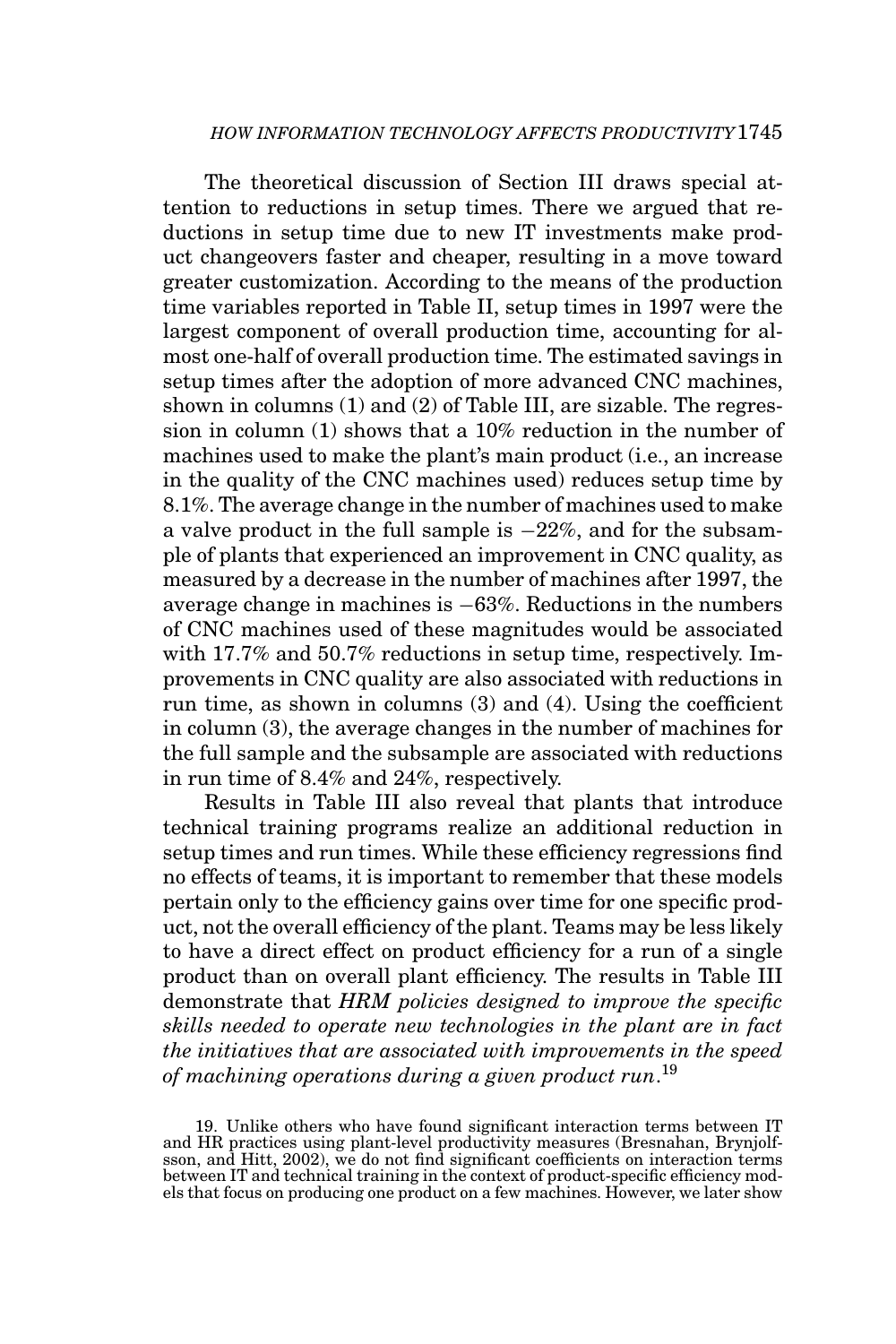The theoretical discussion of Section III draws special attention to reductions in setup times. There we argued that reductions in setup time due to new IT investments make product changeovers faster and cheaper, resulting in a move toward greater customization. According to the means of the production time variables reported in Table II, setup times in 1997 were the largest component of overall production time, accounting for almost one-half of overall production time. The estimated savings in setup times after the adoption of more advanced CNC machines, shown in columns (1) and (2) of Table III, are sizable. The regression in column (1) shows that a 10% reduction in the number of machines used to make the plant's main product (i.e., an increase in the quality of the CNC machines used) reduces setup time by 8.1%. The average change in the number of machines used to make a valve product in the full sample is −22%, and for the subsample of plants that experienced an improvement in CNC quality, as measured by a decrease in the number of machines after 1997, the average change in machines is −63%. Reductions in the numbers of CNC machines used of these magnitudes would be associated with 17.7% and 50.7% reductions in setup time, respectively. Improvements in CNC quality are also associated with reductions in run time, as shown in columns (3) and (4). Using the coefficient in column (3), the average changes in the number of machines for the full sample and the subsample are associated with reductions in run time of 8.4% and 24%, respectively.

Results in Table III also reveal that plants that introduce technical training programs realize an additional reduction in setup times and run times. While these efficiency regressions find no effects of teams, it is important to remember that these models pertain only to the efficiency gains over time for one specific product, not the overall efficiency of the plant. Teams may be less likely to have a direct effect on product efficiency for a run of a single product than on overall plant efficiency. The results in Table III demonstrate that *HRM policies designed to improve the specific skills needed to operate new technologies in the plant are in fact the initiatives that are associated with improvements in the speed of machining operations during a given product run*.[19]

19. Unlike others who have found significant interaction terms between IT and HR practices using plant-level productivity measures (Bresnahan, Brynjolfsson, and Hitt, 2002), we do not find significant coefficients on interaction terms between IT and technical training in the context of product-specific efficiency models that focus on producing one product on a few machines. However, we later show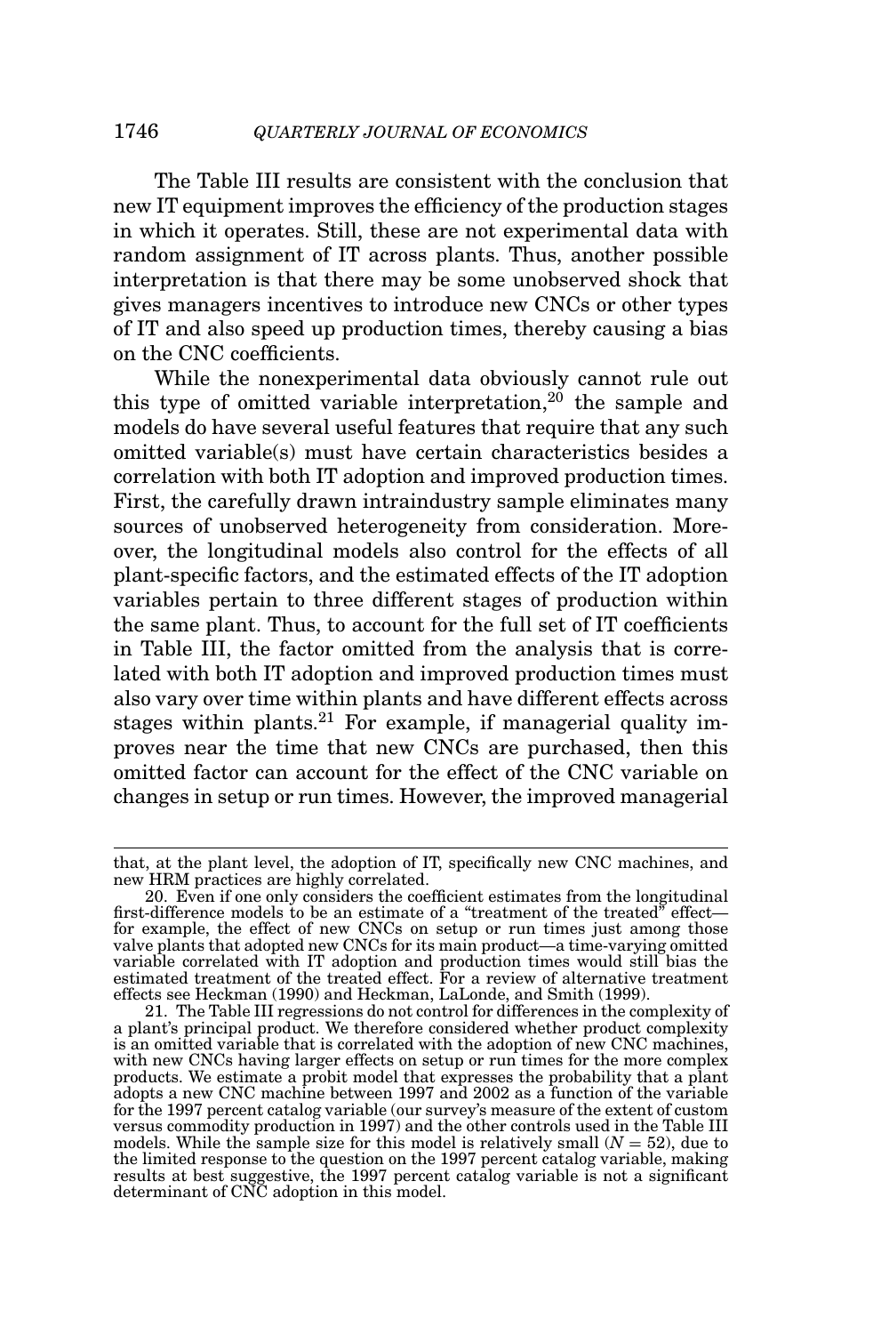The Table III results are consistent with the conclusion that new IT equipment improves the efficiency of the production stages in which it operates. Still, these are not experimental data with random assignment of IT across plants. Thus, another possible interpretation is that there may be some unobserved shock that gives managers incentives to introduce new CNCs or other types of IT and also speed up production times, thereby causing a bias on the CNC coefficients.

While the nonexperimental data obviously cannot rule out this type of omitted variable interpretation,[20] the sample and models do have several useful features that require that any such omitted variable(s) must have certain characteristics besides a correlation with both IT adoption and improved production times. First, the carefully drawn intraindustry sample eliminates many sources of unobserved heterogeneity from consideration. Moreover, the longitudinal models also control for the effects of all plant-specific factors, and the estimated effects of the IT adoption variables pertain to three different stages of production within the same plant. Thus, to account for the full set of IT coefficients in Table III, the factor omitted from the analysis that is correlated with both IT adoption and improved production times must also vary over time within plants and have different effects across stages within plants.[21] For example, if managerial quality improves near the time that new CNCs are purchased, then this omitted factor can account for the effect of the CNC variable on changes in setup or run times. However, the improved managerial

---

that, at the plant level, the adoption of IT, specifically new CNC machines, and new HRM practices are highly correlated.

20. Even if one only considers the coefficient estimates from the longitudinal first-difference models to be an estimate of a "treatment of the treated" effect—for example, the effect of new CNCs on setup or run times just among those valve plants that adopted new CNCs for its main product—a time-varying omitted variable correlated with IT adoption and production times would still bias the estimated treatment of the treated effect. For a review of alternative treatment effects see Heckman (1990) and Heckman, LaLonde, and Smith (1999).

21. The Table III regressions do not control for differences in the complexity of a plant's principal product. We therefore considered whether product complexity is an omitted variable that is correlated with the adoption of new CNC machines, with new CNCs having larger effects on setup or run times for the more complex products. We estimate a probit model that expresses the probability that a plant adopts a new CNC machine between 1997 and 2002 as a function of the variable for the 1997 percent catalog variable (our survey's measure of the extent of custom versus commodity production in 1997) and the other controls used in the Table III models. While the sample size for this model is relatively small ($N = 52$), due to the limited response to the question on the 1997 percent catalog variable, making results at best suggestive, the 1997 percent catalog variable is not a significant determinant of CNC adoption in this model.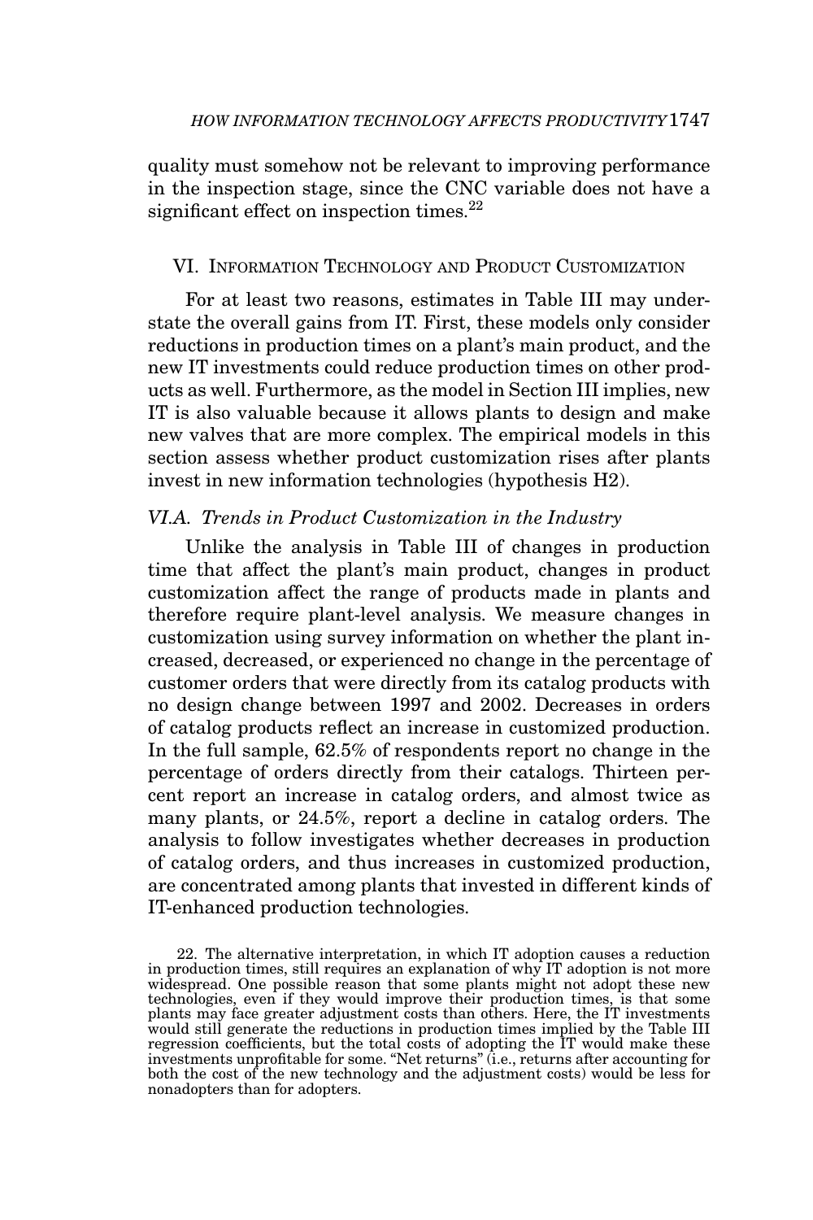quality must somehow not be relevant to improving performance in the inspection stage, since the CNC variable does not have a significant effect on inspection times.[22]

## VI. Information Technology and Product Customization

For at least two reasons, estimates in Table III may understate the overall gains from IT. First, these models only consider reductions in production times on a plant's main product, and the new IT investments could reduce production times on other products as well. Furthermore, as the model in Section III implies, new IT is also valuable because it allows plants to design and make new valves that are more complex. The empirical models in this section assess whether product customization rises after plants invest in new information technologies (hypothesis H2).

### *VI.A. Trends in Product Customization in the Industry*

Unlike the analysis in Table III of changes in production time that affect the plant's main product, changes in product customization affect the range of products made in plants and therefore require plant-level analysis. We measure changes in customization using survey information on whether the plant increased, decreased, or experienced no change in the percentage of customer orders that were directly from its catalog products with no design change between 1997 and 2002. Decreases in orders of catalog products reflect an increase in customized production. In the full sample, 62.5% of respondents report no change in the percentage of orders directly from their catalogs. Thirteen percent report an increase in catalog orders, and almost twice as many plants, or 24.5%, report a decline in catalog orders. The analysis to follow investigates whether decreases in production of catalog orders, and thus increases in customized production, are concentrated among plants that invested in different kinds of IT-enhanced production technologies.

22. The alternative interpretation, in which IT adoption causes a reduction in production times, still requires an explanation of why IT adoption is not more widespread. One possible reason that some plants might not adopt these new technologies, even if they would improve their production times, is that some plants may face greater adjustment costs than others. Here, the IT investments would still generate the reductions in production times implied by the Table III regression coefficients, but the total costs of adopting the IT would make these investments unprofitable for some. "Net returns" (i.e., returns after accounting for both the cost of the new technology and the adjustment costs) would be less for nonadopters than for adopters.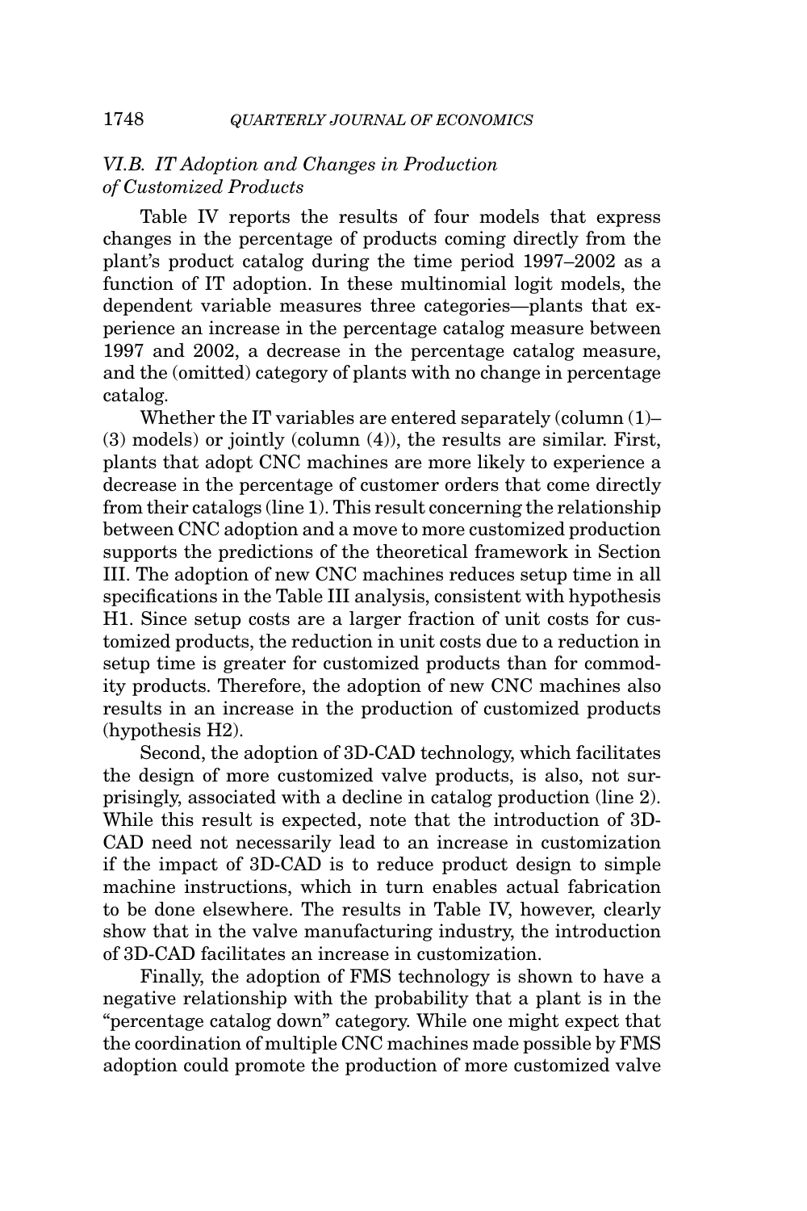### *VI.B. IT Adoption and Changes in Production of Customized Products*

Table IV reports the results of four models that express changes in the percentage of products coming directly from the plant's product catalog during the time period 1997–2002 as a function of IT adoption. In these multinomial logit models, the dependent variable measures three categories—plants that experience an increase in the percentage catalog measure between 1997 and 2002, a decrease in the percentage catalog measure, and the (omitted) category of plants with no change in percentage catalog.

Whether the IT variables are entered separately (column (1)–(3) models) or jointly (column (4)), the results are similar. First, plants that adopt CNC machines are more likely to experience a decrease in the percentage of customer orders that come directly from their catalogs (line 1). This result concerning the relationship between CNC adoption and a move to more customized production supports the predictions of the theoretical framework in Section III. The adoption of new CNC machines reduces setup time in all specifications in the Table III analysis, consistent with hypothesis H1. Since setup costs are a larger fraction of unit costs for customized products, the reduction in unit costs due to a reduction in setup time is greater for customized products than for commodity products. Therefore, the adoption of new CNC machines also results in an increase in the production of customized products (hypothesis H2).

Second, the adoption of 3D-CAD technology, which facilitates the design of more customized valve products, is also, not surprisingly, associated with a decline in catalog production (line 2). While this result is expected, note that the introduction of 3D-CAD need not necessarily lead to an increase in customization if the impact of 3D-CAD is to reduce product design to simple machine instructions, which in turn enables actual fabrication to be done elsewhere. The results in Table IV, however, clearly show that in the valve manufacturing industry, the introduction of 3D-CAD facilitates an increase in customization.

Finally, the adoption of FMS technology is shown to have a negative relationship with the probability that a plant is in the "percentage catalog down" category. While one might expect that the coordination of multiple CNC machines made possible by FMS adoption could promote the production of more customized valve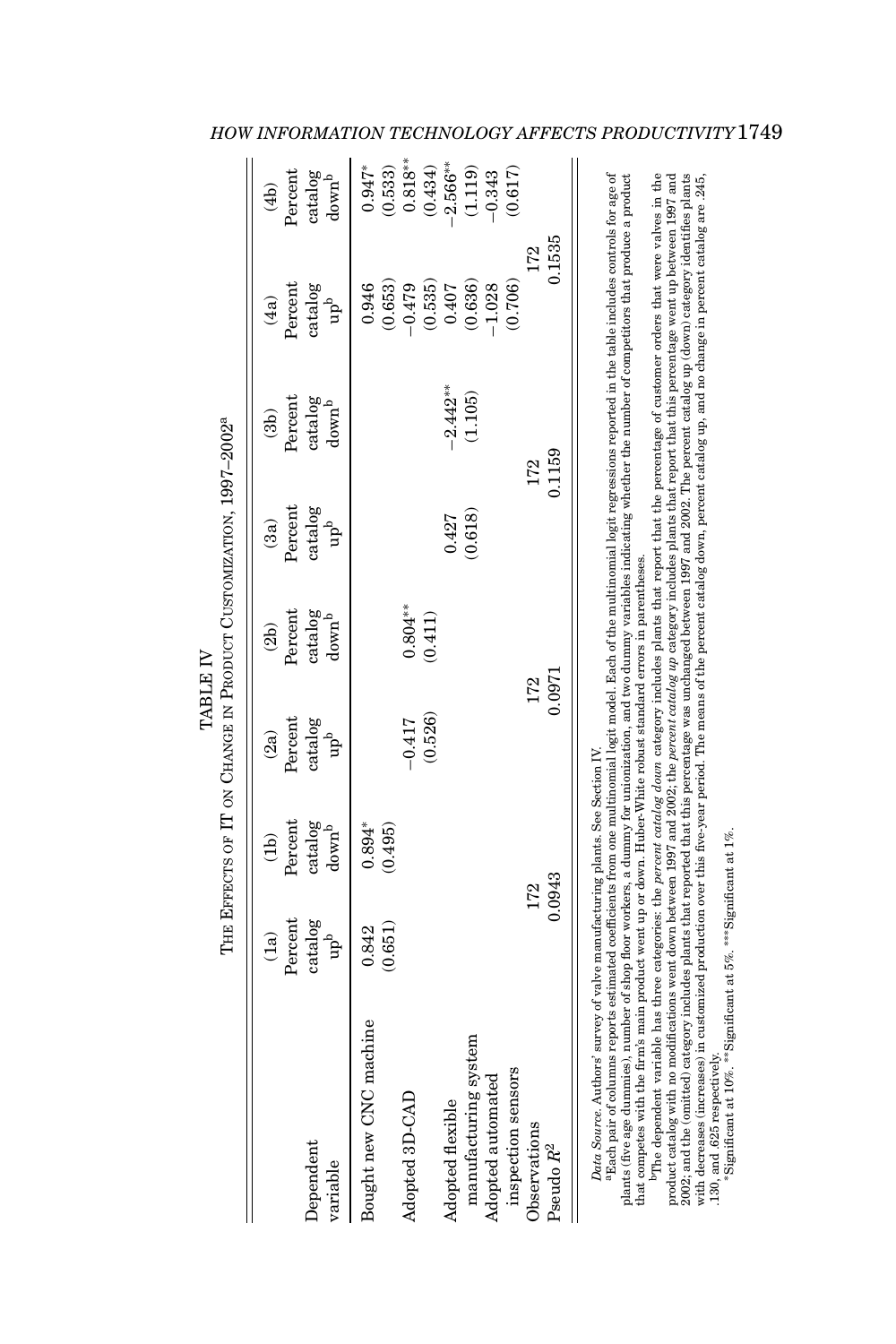TABLE IV

THE EFFECTS OF IT ON CHANGE IN PRODUCT CUSTOMIZATION, 1997–2002[a]

| Dependent variable | (1a) Percent catalog up[b] | (1b) Percent catalog down[b] | (2a) Percent catalog up[b] | (2b) Percent catalog down[b] | (3a) Percent catalog up[b] | (3b) Percent catalog down[b] | (4a) Percent catalog up[b] | (4b) Percent catalog down[b] |
|---|---|---|---|---|---|---|---|---|
| Bought new CNC machine | 0.842 | 0.894* | | | | | 0.946 | 0.947* |
| | (0.651) | (0.495) | | | | | (0.653) | (0.533) |
| Adopted 3D-CAD | | | −0.417 | 0.804** | | | −0.479 | 0.818** |
| | | | (0.526) | (0.411) | | | (0.535) | (0.434) |
| Adopted flexible manufacturing system | | | | | 0.427 | −2.442** | 0.407 | −2.566** |
| | | | | | (0.618) | (1.105) | (0.636) | (1.119) |
| Adopted automated inspection sensors | | | | | | | −1.028 | −0.343 |
| | | | | | | | (0.706) | (0.617) |
| Observations | 172 | | 172 | | 172 | | 172 | |
| Pseudo $R^2$ | 0.0943 | | 0.0971 | | 0.1159 | | 0.1535 | |

*Data Source.* Authors' survey of valve manufacturing plants. See Section IV.

[a]Each pair of columns reports estimated coefficients from one multinomial logit model. Each of the multinomial logit regressions reported in the table includes controls for age of plants (five age dummies), number of shop floor workers, a dummy for unionization, and two dummy variables indicating whether the number of competitors that produce a product that competes with the firm's main product went up or down. Huber-White robust standard errors in parentheses.

[b]The dependent variable has three categories: the *percent catalog down* category includes plants that report that the percentage of customer orders that were valves in the product catalog with no modifications went down between 1997 and 2002; the *percent catalog up* category includes plants that report that this percentage went up between 1997 and 2002; and the (omitted) category includes plants that reported that this percentage was unchanged between 1997 and 2002. The percent catalog up (down) category identifies plants with decreases (increases) in customized production over this five-year period. The means of the percent catalog down, percent catalog up, and no change in percent catalog are .245, .130, and .625 respectively.

*Significant at 10%. **Significant at 5%. ***Significant at 1%.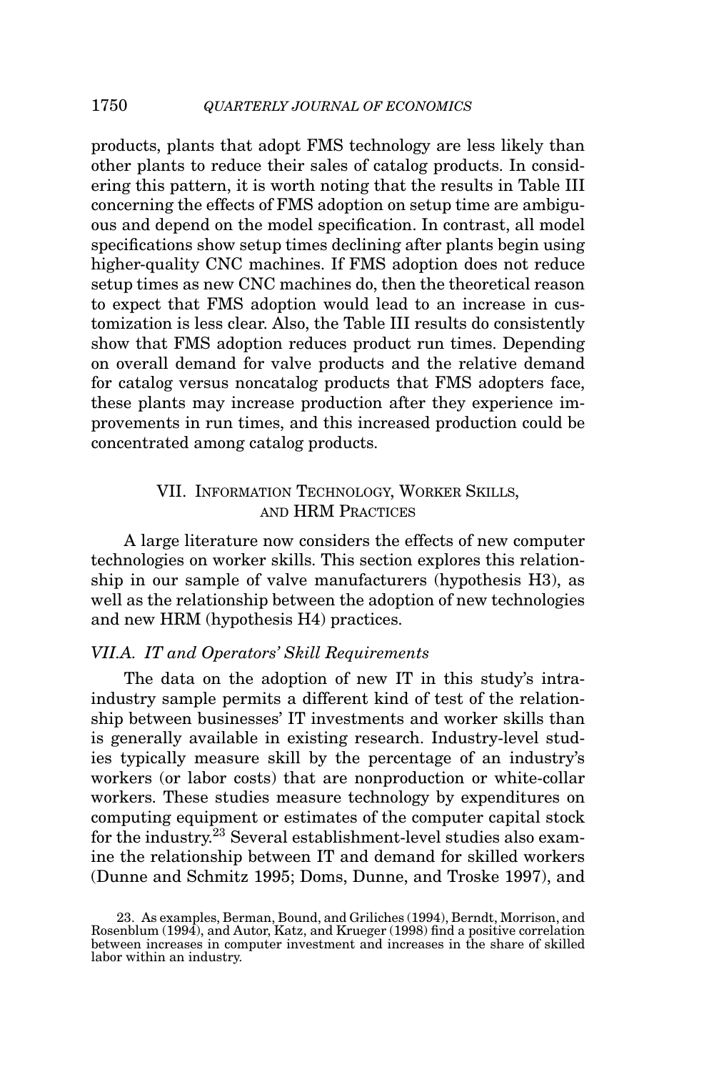products, plants that adopt FMS technology are less likely than other plants to reduce their sales of catalog products. In considering this pattern, it is worth noting that the results in Table III concerning the effects of FMS adoption on setup time are ambiguous and depend on the model specification. In contrast, all model specifications show setup times declining after plants begin using higher-quality CNC machines. If FMS adoption does not reduce setup times as new CNC machines do, then the theoretical reason to expect that FMS adoption would lead to an increase in customization is less clear. Also, the Table III results do consistently show that FMS adoption reduces product run times. Depending on overall demand for valve products and the relative demand for catalog versus noncatalog products that FMS adopters face, these plants may increase production after they experience improvements in run times, and this increased production could be concentrated among catalog products.

## VII. Information Technology, Worker Skills, and HRM Practices

A large literature now considers the effects of new computer technologies on worker skills. This section explores this relationship in our sample of valve manufacturers (hypothesis H3), as well as the relationship between the adoption of new technologies and new HRM (hypothesis H4) practices.

### *VII.A. IT and Operators' Skill Requirements*

The data on the adoption of new IT in this study's intra-industry sample permits a different kind of test of the relationship between businesses' IT investments and worker skills than is generally available in existing research. Industry-level studies typically measure skill by the percentage of an industry's workers (or labor costs) that are nonproduction or white-collar workers. These studies measure technology by expenditures on computing equipment or estimates of the computer capital stock for the industry.[23] Several establishment-level studies also examine the relationship between IT and demand for skilled workers (Dunne and Schmitz 1995; Doms, Dunne, and Troske 1997), and

23. As examples, Berman, Bound, and Griliches (1994), Berndt, Morrison, and Rosenblum (1994), and Autor, Katz, and Krueger (1998) find a positive correlation between increases in computer investment and increases in the share of skilled labor within an industry.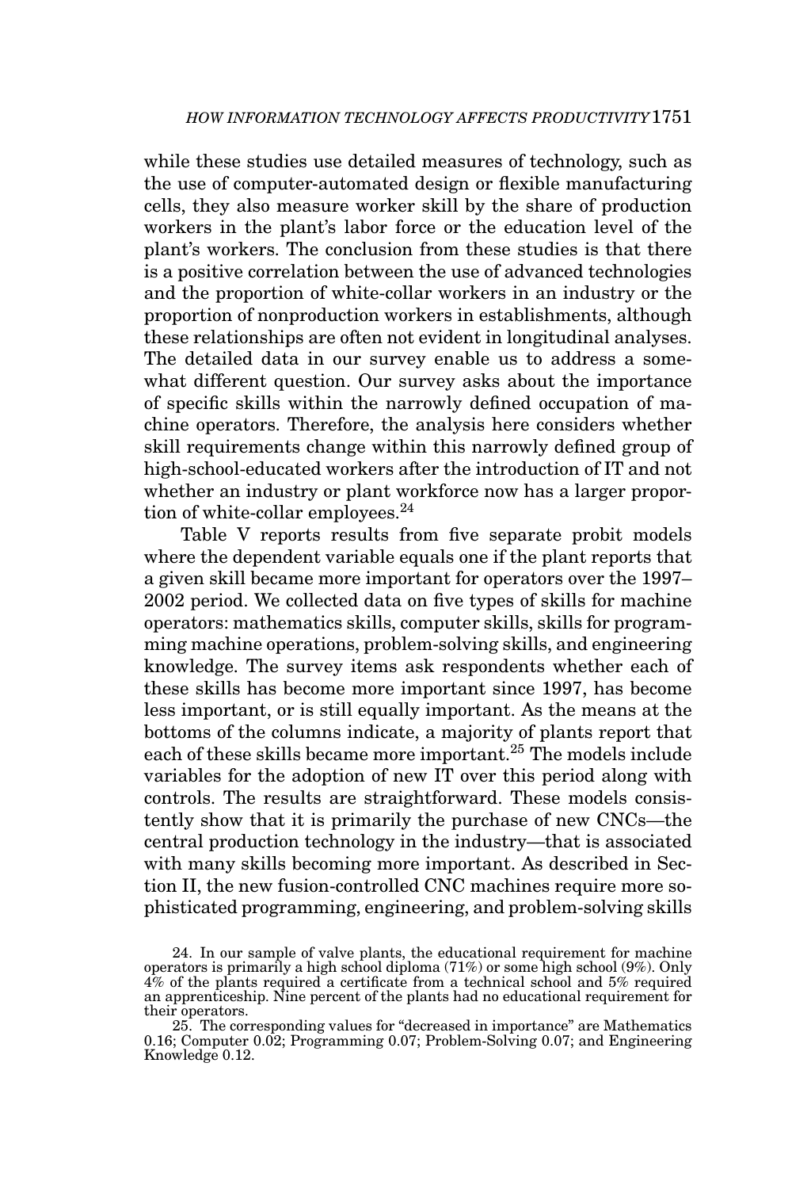while these studies use detailed measures of technology, such as the use of computer-automated design or flexible manufacturing cells, they also measure worker skill by the share of production workers in the plant's labor force or the education level of the plant's workers. The conclusion from these studies is that there is a positive correlation between the use of advanced technologies and the proportion of white-collar workers in an industry or the proportion of nonproduction workers in establishments, although these relationships are often not evident in longitudinal analyses. The detailed data in our survey enable us to address a somewhat different question. Our survey asks about the importance of specific skills within the narrowly defined occupation of machine operators. Therefore, the analysis here considers whether skill requirements change within this narrowly defined group of high-school-educated workers after the introduction of IT and not whether an industry or plant workforce now has a larger proportion of white-collar employees.[24]

Table V reports results from five separate probit models where the dependent variable equals one if the plant reports that a given skill became more important for operators over the 1997–2002 period. We collected data on five types of skills for machine operators: mathematics skills, computer skills, skills for programming machine operations, problem-solving skills, and engineering knowledge. The survey items ask respondents whether each of these skills has become more important since 1997, has become less important, or is still equally important. As the means at the bottoms of the columns indicate, a majority of plants report that each of these skills became more important.[25] The models include variables for the adoption of new IT over this period along with controls. The results are straightforward. These models consistently show that it is primarily the purchase of new CNCs—the central production technology in the industry—that is associated with many skills becoming more important. As described in Section II, the new fusion-controlled CNC machines require more sophisticated programming, engineering, and problem-solving skills

24. In our sample of valve plants, the educational requirement for machine operators is primarily a high school diploma (71%) or some high school (9%). Only 4% of the plants required a certificate from a technical school and 5% required an apprenticeship. Nine percent of the plants had no educational requirement for their operators.

25. The corresponding values for "decreased in importance" are Mathematics 0.16; Computer 0.02; Programming 0.07; Problem-Solving 0.07; and Engineering Knowledge 0.12.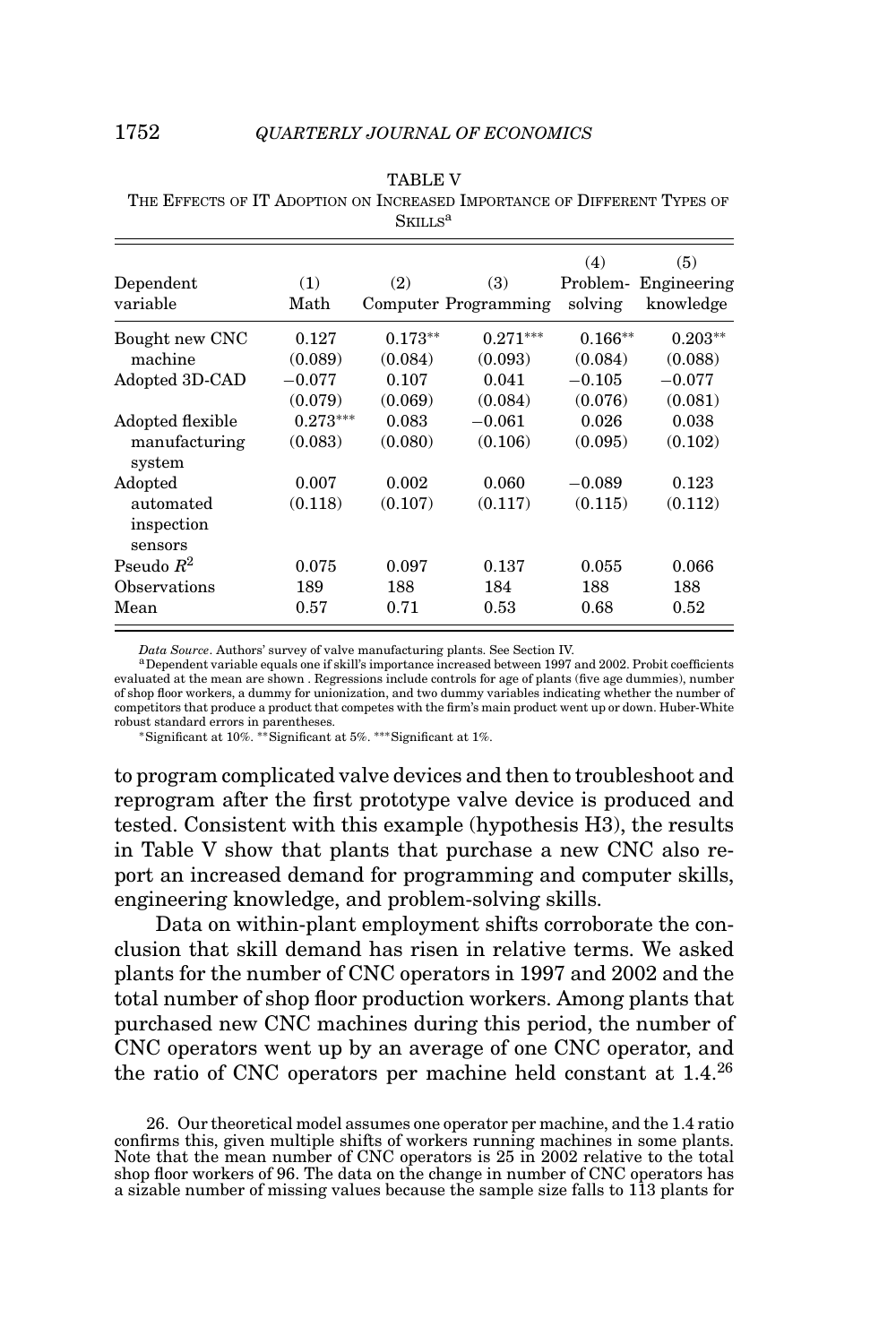TABLE V

THE EFFECTS OF IT ADOPTION ON INCREASED IMPORTANCE OF DIFFERENT TYPES OF SKILLS[a]

| Dependent variable | (1) Math | (2) Computer | (3) Programming | (4) Problem-solving | (5) Engineering knowledge |
|---|---|---|---|---|---|
| Bought new CNC machine | 0.127 | 0.173** | 0.271*** | 0.166** | 0.203** |
| | (0.089) | (0.084) | (0.093) | (0.084) | (0.088) |
| Adopted 3D-CAD | −0.077 | 0.107 | 0.041 | −0.105 | −0.077 |
| | (0.079) | (0.069) | (0.084) | (0.076) | (0.081) |
| Adopted flexible manufacturing system | 0.273*** | 0.083 | −0.061 | 0.026 | 0.038 |
| | (0.083) | (0.080) | (0.106) | (0.095) | (0.102) |
| Adopted automated inspection sensors | 0.007 | 0.002 | 0.060 | −0.089 | 0.123 |
| | (0.118) | (0.107) | (0.117) | (0.115) | (0.112) |
| Pseudo $R^2$ | 0.075 | 0.097 | 0.137 | 0.055 | 0.066 |
| Observations | 189 | 188 | 184 | 188 | 188 |
| Mean | 0.57 | 0.71 | 0.53 | 0.68 | 0.52 |

*Data Source*. Authors' survey of valve manufacturing plants. See Section IV.

[a] Dependent variable equals one if skill's importance increased between 1997 and 2002. Probit coefficients evaluated at the mean are shown . Regressions include controls for age of plants (five age dummies), number of shop floor workers, a dummy for unionization, and two dummy variables indicating whether the number of competitors that produce a product that competes with the firm's main product went up or down. Huber-White robust standard errors in parentheses.

*Significant at 10%. **Significant at 5%. ***Significant at 1%.

to program complicated valve devices and then to troubleshoot and reprogram after the first prototype valve device is produced and tested. Consistent with this example (hypothesis H3), the results in Table V show that plants that purchase a new CNC also report an increased demand for programming and computer skills, engineering knowledge, and problem-solving skills.

Data on within-plant employment shifts corroborate the conclusion that skill demand has risen in relative terms. We asked plants for the number of CNC operators in 1997 and 2002 and the total number of shop floor production workers. Among plants that purchased new CNC machines during this period, the number of CNC operators went up by an average of one CNC operator, and the ratio of CNC operators per machine held constant at 1.4.[26]

26. Our theoretical model assumes one operator per machine, and the 1.4 ratio confirms this, given multiple shifts of workers running machines in some plants. Note that the mean number of CNC operators is 25 in 2002 relative to the total shop floor workers of 96. The data on the change in number of CNC operators has a sizable number of missing values because the sample size falls to 113 plants for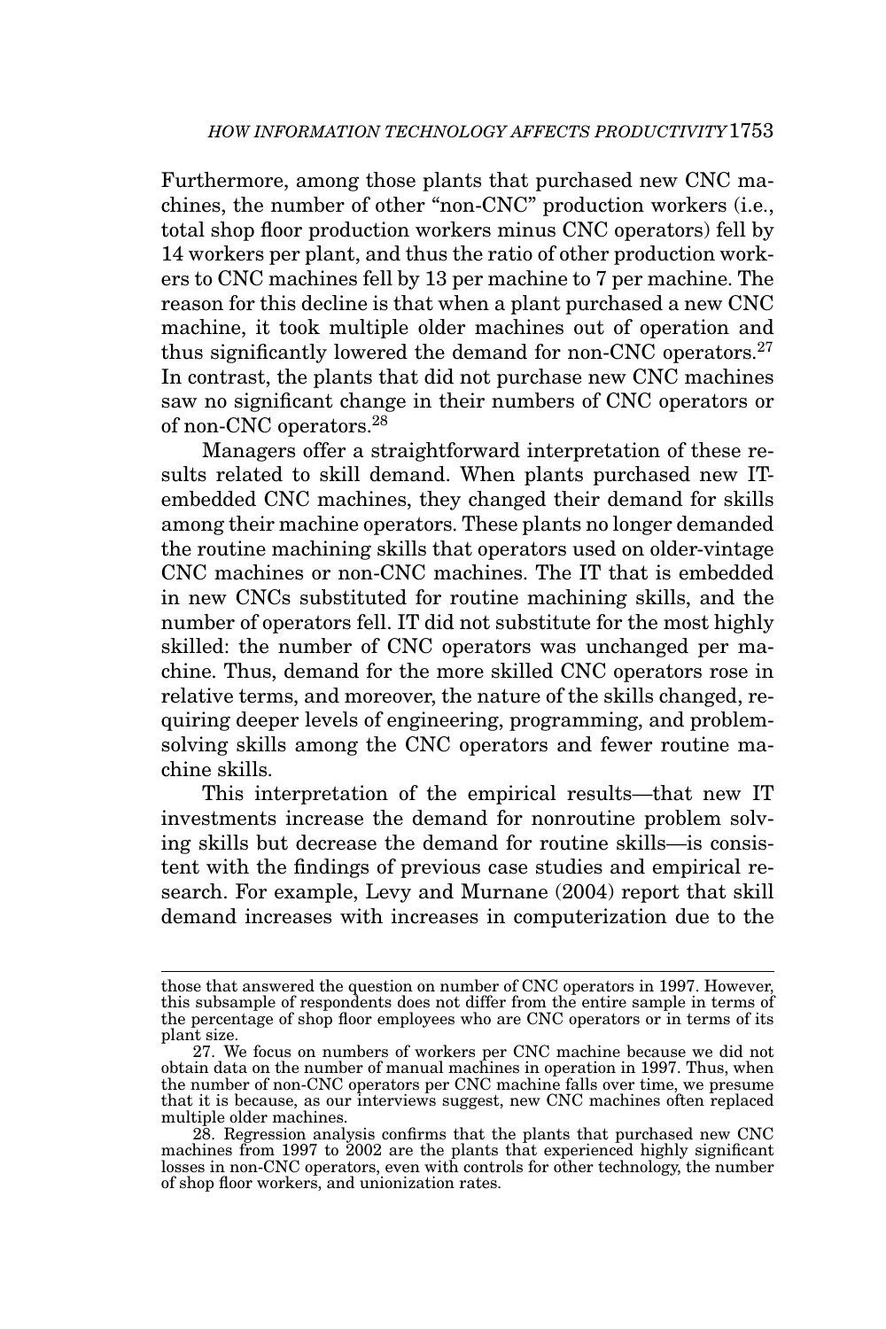Furthermore, among those plants that purchased new CNC machines, the number of other "non-CNC" production workers (i.e., total shop floor production workers minus CNC operators) fell by 14 workers per plant, and thus the ratio of other production workers to CNC machines fell by 13 per machine to 7 per machine. The reason for this decline is that when a plant purchased a new CNC machine, it took multiple older machines out of operation and thus significantly lowered the demand for non-CNC operators.[27] In contrast, the plants that did not purchase new CNC machines saw no significant change in their numbers of CNC operators or of non-CNC operators.[28]

Managers offer a straightforward interpretation of these results related to skill demand. When plants purchased new IT-embedded CNC machines, they changed their demand for skills among their machine operators. These plants no longer demanded the routine machining skills that operators used on older-vintage CNC machines or non-CNC machines. The IT that is embedded in new CNCs substituted for routine machining skills, and the number of operators fell. IT did not substitute for the most highly skilled: the number of CNC operators was unchanged per machine. Thus, demand for the more skilled CNC operators rose in relative terms, and moreover, the nature of the skills changed, requiring deeper levels of engineering, programming, and problem-solving skills among the CNC operators and fewer routine machine skills.

This interpretation of the empirical results—that new IT investments increase the demand for nonroutine problem solving skills but decrease the demand for routine skills—is consistent with the findings of previous case studies and empirical research. For example, Levy and Murnane (2004) report that skill demand increases with increases in computerization due to the

---

those that answered the question on number of CNC operators in 1997. However, this subsample of respondents does not differ from the entire sample in terms of the percentage of shop floor employees who are CNC operators or in terms of its plant size.

27. We focus on numbers of workers per CNC machine because we did not obtain data on the number of manual machines in operation in 1997. Thus, when the number of non-CNC operators per CNC machine falls over time, we presume that it is because, as our interviews suggest, new CNC machines often replaced multiple older machines.

28. Regression analysis confirms that the plants that purchased new CNC machines from 1997 to 2002 are the plants that experienced highly significant losses in non-CNC operators, even with controls for other technology, the number of shop floor workers, and unionization rates.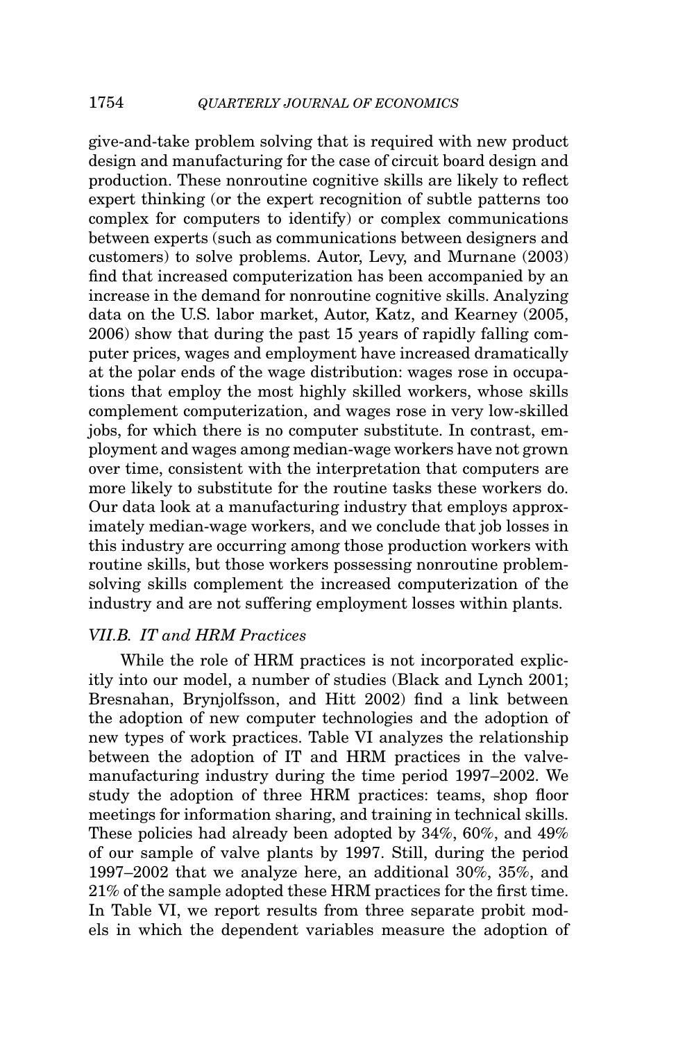give-and-take problem solving that is required with new product design and manufacturing for the case of circuit board design and production. These nonroutine cognitive skills are likely to reflect expert thinking (or the expert recognition of subtle patterns too complex for computers to identify) or complex communications between experts (such as communications between designers and customers) to solve problems. Autor, Levy, and Murnane (2003) find that increased computerization has been accompanied by an increase in the demand for nonroutine cognitive skills. Analyzing data on the U.S. labor market, Autor, Katz, and Kearney (2005, 2006) show that during the past 15 years of rapidly falling computer prices, wages and employment have increased dramatically at the polar ends of the wage distribution: wages rose in occupations that employ the most highly skilled workers, whose skills complement computerization, and wages rose in very low-skilled jobs, for which there is no computer substitute. In contrast, employment and wages among median-wage workers have not grown over time, consistent with the interpretation that computers are more likely to substitute for the routine tasks these workers do. Our data look at a manufacturing industry that employs approximately median-wage workers, and we conclude that job losses in this industry are occurring among those production workers with routine skills, but those workers possessing nonroutine problem-solving skills complement the increased computerization of the industry and are not suffering employment losses within plants.

### *VII.B. IT and HRM Practices*

While the role of HRM practices is not incorporated explicitly into our model, a number of studies (Black and Lynch 2001; Bresnahan, Brynjolfsson, and Hitt 2002) find a link between the adoption of new computer technologies and the adoption of new types of work practices. Table VI analyzes the relationship between the adoption of IT and HRM practices in the valve-manufacturing industry during the time period 1997–2002. We study the adoption of three HRM practices: teams, shop floor meetings for information sharing, and training in technical skills. These policies had already been adopted by 34%, 60%, and 49% of our sample of valve plants by 1997. Still, during the period 1997–2002 that we analyze here, an additional 30%, 35%, and 21% of the sample adopted these HRM practices for the first time. In Table VI, we report results from three separate probit models in which the dependent variables measure the adoption of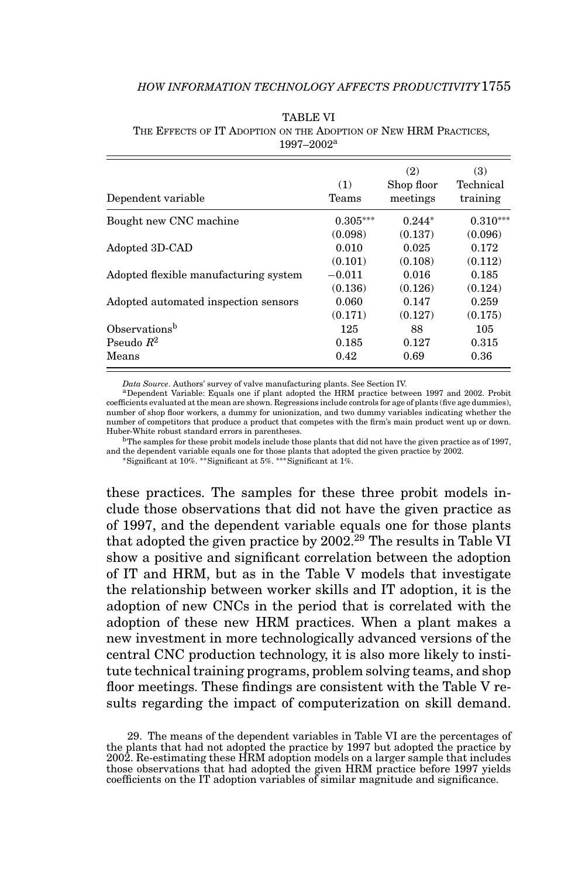TABLE VI
THE EFFECTS OF IT ADOPTION ON THE ADOPTION OF NEW HRM PRACTICES, 1997–2002[a]

| Dependent variable | (1) Teams | (2) Shop floor meetings | (3) Technical training |
|---|---|---|---|
| Bought new CNC machine | 0.305*** | 0.244* | 0.310*** |
| | (0.098) | (0.137) | (0.096) |
| Adopted 3D-CAD | 0.010 | 0.025 | 0.172 |
| | (0.101) | (0.108) | (0.112) |
| Adopted flexible manufacturing system | −0.011 | 0.016 | 0.185 |
| | (0.136) | (0.126) | (0.124) |
| Adopted automated inspection sensors | 0.060 | 0.147 | 0.259 |
| | (0.171) | (0.127) | (0.175) |
| Observations[b] | 125 | 88 | 105 |
| Pseudo $R^2$ | 0.185 | 0.127 | 0.315 |
| Means | 0.42 | 0.69 | 0.36 |

*Data Source*. Authors' survey of valve manufacturing plants. See Section IV.

[a]Dependent Variable: Equals one if plant adopted the HRM practice between 1997 and 2002. Probit coefficients evaluated at the mean are shown. Regressions include controls for age of plants (five age dummies), number of shop floor workers, a dummy for unionization, and two dummy variables indicating whether the number of competitors that produce a product that competes with the firm's main product went up or down. Huber-White robust standard errors in parentheses.

[b]The samples for these probit models include those plants that did not have the given practice as of 1997, and the dependent variable equals one for those plants that adopted the given practice by 2002.

*Significant at 10%. **Significant at 5%. ***Significant at 1%.

these practices. The samples for these three probit models include those observations that did not have the given practice as of 1997, and the dependent variable equals one for those plants that adopted the given practice by 2002.[29] The results in Table VI show a positive and significant correlation between the adoption of IT and HRM, but as in the Table V models that investigate the relationship between worker skills and IT adoption, it is the adoption of new CNCs in the period that is correlated with the adoption of these new HRM practices. When a plant makes a new investment in more technologically advanced versions of the central CNC production technology, it is also more likely to institute technical training programs, problem solving teams, and shop floor meetings. These findings are consistent with the Table V results regarding the impact of computerization on skill demand.

29. The means of the dependent variables in Table VI are the percentages of the plants that had not adopted the practice by 1997 but adopted the practice by 2002. Re-estimating these HRM adoption models on a larger sample that includes those observations that had adopted the given HRM practice before 1997 yields coefficients on the IT adoption variables of similar magnitude and significance.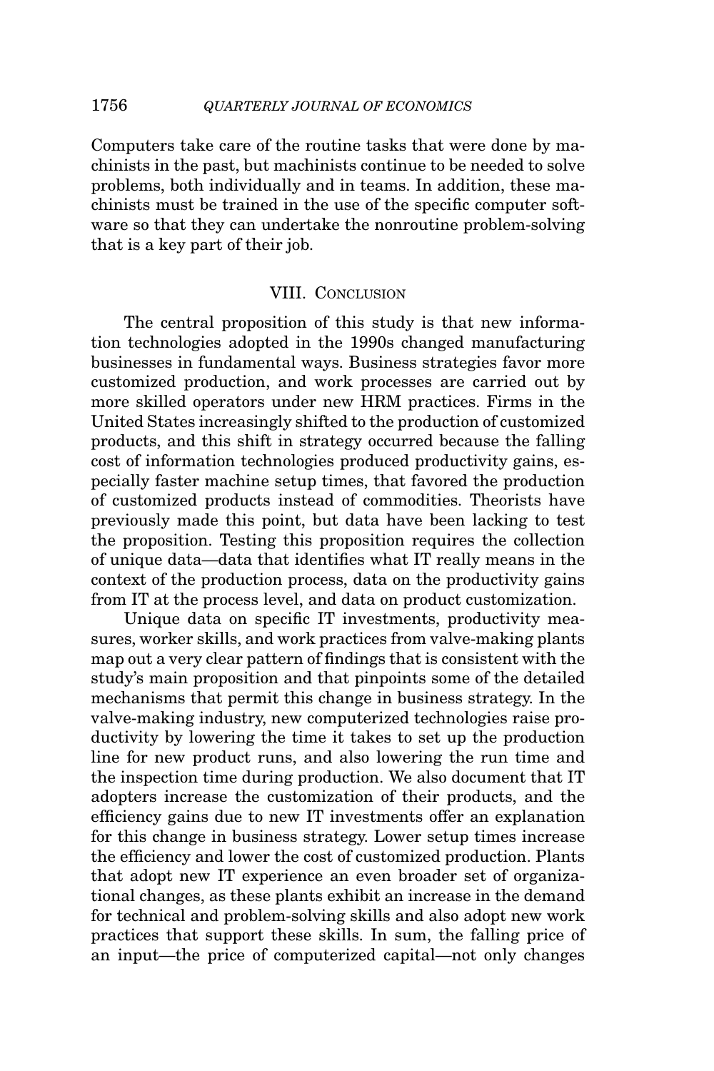Computers take care of the routine tasks that were done by machinists in the past, but machinists continue to be needed to solve problems, both individually and in teams. In addition, these machinists must be trained in the use of the specific computer software so that they can undertake the nonroutine problem-solving that is a key part of their job.

## VIII. Conclusion

The central proposition of this study is that new information technologies adopted in the 1990s changed manufacturing businesses in fundamental ways. Business strategies favor more customized production, and work processes are carried out by more skilled operators under new HRM practices. Firms in the United States increasingly shifted to the production of customized products, and this shift in strategy occurred because the falling cost of information technologies produced productivity gains, especially faster machine setup times, that favored the production of customized products instead of commodities. Theorists have previously made this point, but data have been lacking to test the proposition. Testing this proposition requires the collection of unique data—data that identifies what IT really means in the context of the production process, data on the productivity gains from IT at the process level, and data on product customization.

Unique data on specific IT investments, productivity measures, worker skills, and work practices from valve-making plants map out a very clear pattern of findings that is consistent with the study's main proposition and that pinpoints some of the detailed mechanisms that permit this change in business strategy. In the valve-making industry, new computerized technologies raise productivity by lowering the time it takes to set up the production line for new product runs, and also lowering the run time and the inspection time during production. We also document that IT adopters increase the customization of their products, and the efficiency gains due to new IT investments offer an explanation for this change in business strategy. Lower setup times increase the efficiency and lower the cost of customized production. Plants that adopt new IT experience an even broader set of organizational changes, as these plants exhibit an increase in the demand for technical and problem-solving skills and also adopt new work practices that support these skills. In sum, the falling price of an input—the price of computerized capital—not only changes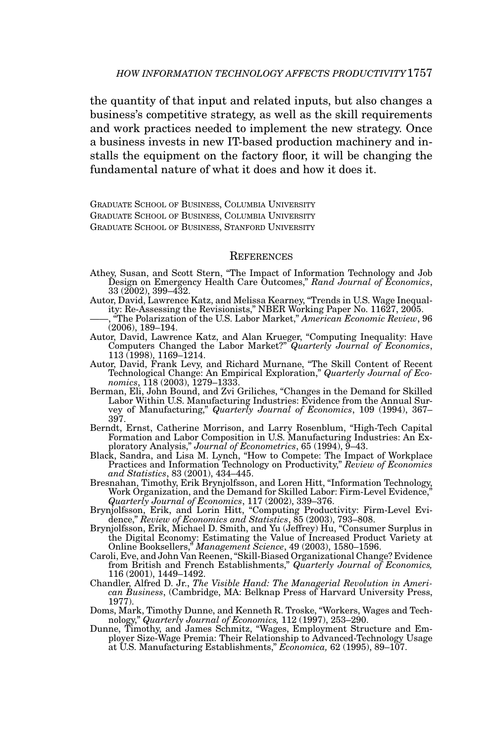the quantity of that input and related inputs, but also changes a business's competitive strategy, as well as the skill requirements and work practices needed to implement the new strategy. Once a business invests in new IT-based production machinery and installs the equipment on the factory floor, it will be changing the fundamental nature of what it does and how it does it.

Graduate School of Business, Columbia University
Graduate School of Business, Columbia University
Graduate School of Business, Stanford University

## References

Athey, Susan, and Scott Stern, "The Impact of Information Technology and Job Design on Emergency Health Care Outcomes," *Rand Journal of Economics*, 33 (2002), 399–432.

Autor, David, Lawrence Katz, and Melissa Kearney, "Trends in U.S. Wage Inequality: Re-Assessing the Revisionists," NBER Working Paper No. 11627, 2005.

——, "The Polarization of the U.S. Labor Market," *American Economic Review*, 96 (2006), 189–194.

Autor, David, Lawrence Katz, and Alan Krueger, "Computing Inequality: Have Computers Changed the Labor Market?" *Quarterly Journal of Economics*, 113 (1998), 1169–1214.

Autor, David, Frank Levy, and Richard Murnane, "The Skill Content of Recent Technological Change: An Empirical Exploration," *Quarterly Journal of Economics*, 118 (2003), 1279–1333.

Berman, Eli, John Bound, and Zvi Griliches, "Changes in the Demand for Skilled Labor Within U.S. Manufacturing Industries: Evidence from the Annual Survey of Manufacturing," *Quarterly Journal of Economics*, 109 (1994), 367–397.

Berndt, Ernst, Catherine Morrison, and Larry Rosenblum, "High-Tech Capital Formation and Labor Composition in U.S. Manufacturing Industries: An Exploratory Analysis," *Journal of Econometrics*, 65 (1994), 9–43.

Black, Sandra, and Lisa M. Lynch, "How to Compete: The Impact of Workplace Practices and Information Technology on Productivity," *Review of Economics and Statistics*, 83 (2001), 434–445.

Bresnahan, Timothy, Erik Brynjolfsson, and Loren Hitt, "Information Technology, Work Organization, and the Demand for Skilled Labor: Firm-Level Evidence," *Quarterly Journal of Economics*, 117 (2002), 339–376.

Brynjolfsson, Erik, and Lorin Hitt, "Computing Productivity: Firm-Level Evidence," *Review of Economics and Statistics*, 85 (2003), 793–808.

Brynjolfsson, Erik, Michael D. Smith, and Yu (Jeffrey) Hu, "Consumer Surplus in the Digital Economy: Estimating the Value of Increased Product Variety at Online Booksellers," *Management Science*, 49 (2003), 1580–1596.

Caroli, Eve, and John Van Reenen, "Skill-Biased Organizational Change? Evidence from British and French Establishments," *Quarterly Journal of Economics,* 116 (2001), 1449–1492.

Chandler, Alfred D. Jr., *The Visible Hand: The Managerial Revolution in American Business*, (Cambridge, MA: Belknap Press of Harvard University Press, 1977).

Doms, Mark, Timothy Dunne, and Kenneth R. Troske, "Workers, Wages and Technology," *Quarterly Journal of Economics,* 112 (1997), 253–290.

Dunne, Timothy, and James Schmitz, "Wages, Employment Structure and Employer Size-Wage Premia: Their Relationship to Advanced-Technology Usage at U.S. Manufacturing Establishments," *Economica,* 62 (1995), 89–107.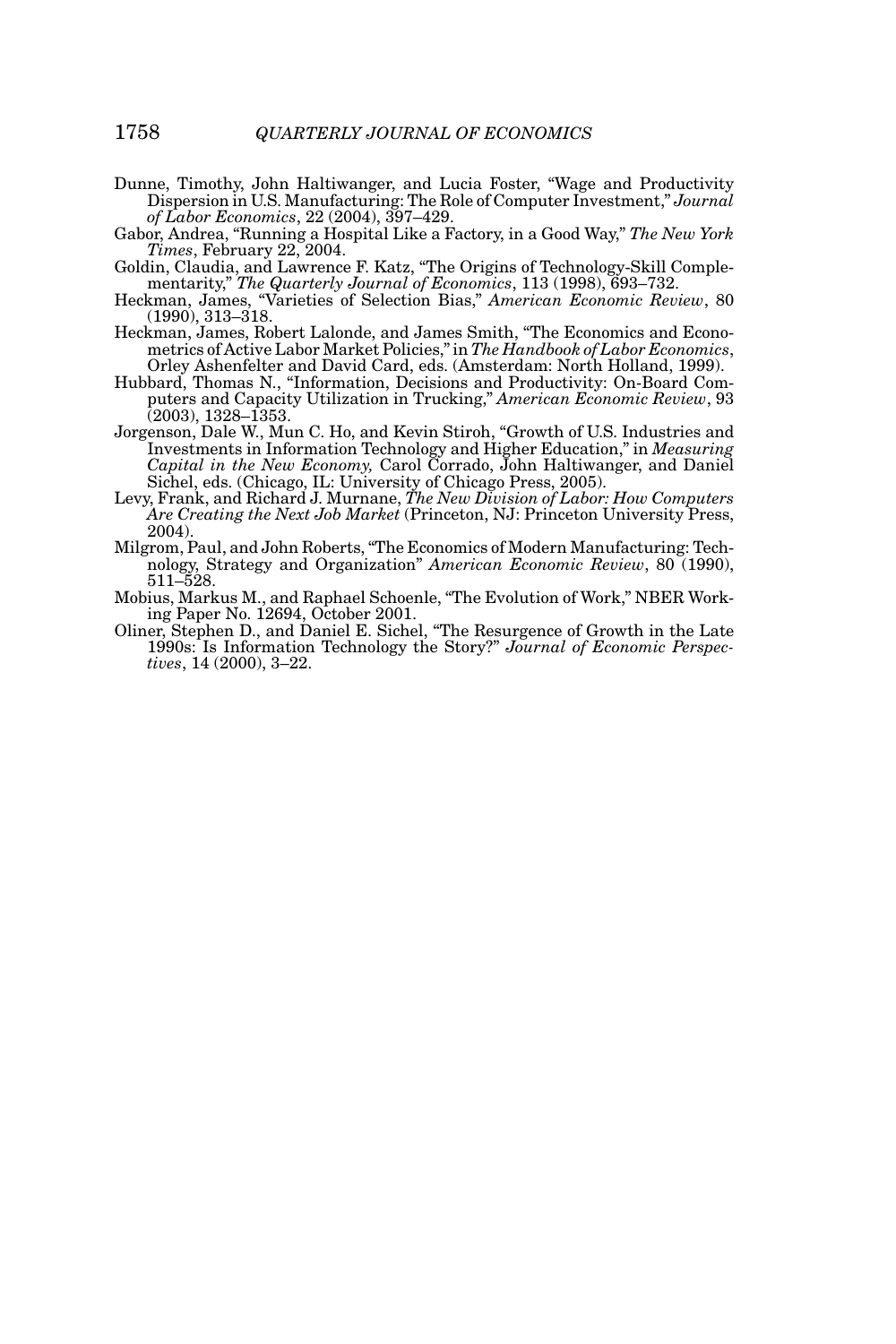Dunne, Timothy, John Haltiwanger, and Lucia Foster, "Wage and Productivity Dispersion in U.S. Manufacturing: The Role of Computer Investment," *Journal of Labor Economics*, 22 (2004), 397–429.

Gabor, Andrea, "Running a Hospital Like a Factory, in a Good Way," *The New York Times*, February 22, 2004.

Goldin, Claudia, and Lawrence F. Katz, "The Origins of Technology-Skill Complementarity," *The Quarterly Journal of Economics*, 113 (1998), 693–732.

Heckman, James, "Varieties of Selection Bias," *American Economic Review*, 80 (1990), 313–318.

Heckman, James, Robert Lalonde, and James Smith, "The Economics and Econometrics of Active Labor Market Policies," in *The Handbook of Labor Economics*, Orley Ashenfelter and David Card, eds. (Amsterdam: North Holland, 1999).

Hubbard, Thomas N., "Information, Decisions and Productivity: On-Board Computers and Capacity Utilization in Trucking," *American Economic Review*, 93 (2003), 1328–1353.

Jorgenson, Dale W., Mun C. Ho, and Kevin Stiroh, "Growth of U.S. Industries and Investments in Information Technology and Higher Education," in *Measuring Capital in the New Economy,* Carol Corrado, John Haltiwanger, and Daniel Sichel, eds. (Chicago, IL: University of Chicago Press, 2005).

Levy, Frank, and Richard J. Murnane, *The New Division of Labor: How Computers Are Creating the Next Job Market* (Princeton, NJ: Princeton University Press, 2004).

Milgrom, Paul, and John Roberts, "The Economics of Modern Manufacturing: Technology, Strategy and Organization" *American Economic Review*, 80 (1990), 511–528.

Mobius, Markus M., and Raphael Schoenle, "The Evolution of Work," NBER Working Paper No. 12694, October 2001.

Oliner, Stephen D., and Daniel E. Sichel, "The Resurgence of Growth in the Late 1990s: Is Information Technology the Story?" *Journal of Economic Perspectives*, 14 (2000), 3–22.